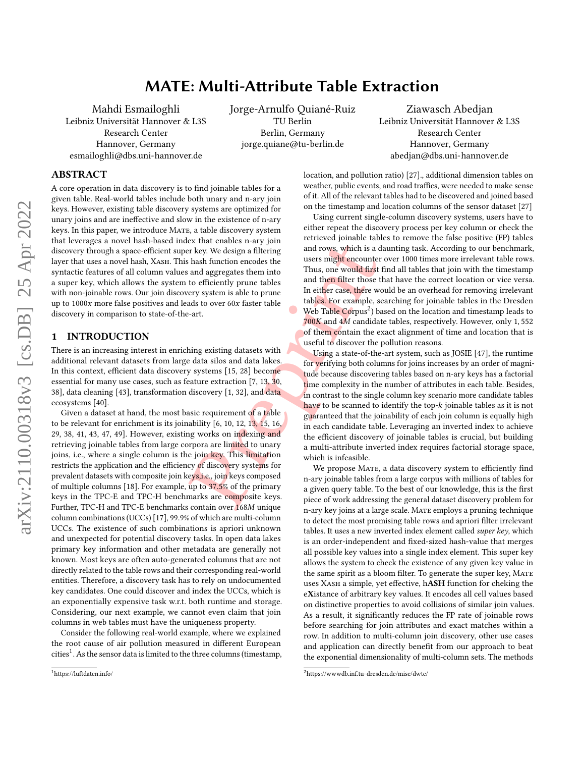# MATE: Multi-Attribute Table Extraction

Mahdi Esmailoghli
Leibniz Universität Hannover & L3S Research Center
Hannover, Germany
esmailoghli@dbs.uni-hannover.de

Jorge-Arnulfo Quiané-Ruiz
TU Berlin
Berlin, Germany
jorge.quiane@tu-berlin.de

Ziawasch Abedjan
Leibniz Universität Hannover & L3S Research Center
Hannover, Germany
abedjan@dbs.uni-hannover.de

## ABSTRACT

A core operation in data discovery is to find joinable tables for a given table. Real-world tables include both unary and n-ary join keys. However, existing table discovery systems are optimized for unary joins and are ineffective and slow in the existence of n-ary keys. In this paper, we introduce Mate, a table discovery system that leverages a novel hash-based index that enables n-ary join discovery through a space-efficient super key. We design a filtering layer that uses a novel hash, Xash. This hash function encodes the syntactic features of all column values and aggregates them into a super key, which allows the system to efficiently prune tables with non-joinable rows. Our join discovery system is able to prune up to 1000$x$ more false positives and leads to over 60$x$ faster table discovery in comparison to state-of-the-art.

## 1 INTRODUCTION

There is an increasing interest in enriching existing datasets with additional relevant datasets from large data silos and data lakes. In this context, efficient data discovery systems [15, 28] become essential for many use cases, such as feature extraction [7, 13, 30, 38], data cleaning [43], transformation discovery [1, 32], and data ecosystems [40].

Given a dataset at hand, the most basic requirement of a table to be relevant for enrichment is its joinability [6, 10, 12, 13, 15, 16, 29, 38, 41, 43, 47, 49]. However, existing works on indexing and retrieving joinable tables from large corpora are limited to unary joins, i.e., where a single column is the join key. This limitation restricts the application and the efficiency of discovery systems for prevalent datasets with composite join keys,i.e., join keys composed of multiple columns [18]. For example, up to 37.5% of the primary keys in the TPC-E and TPC-H benchmarks are composite keys. Further, TPC-H and TPC-E benchmarks contain over 168$M$ unique column combinations (UCCs) [17], 99.9% of which are multi-column UCCs. The existence of such combinations is apriori unknown and unexpected for potential discovery tasks. In open data lakes primary key information and other metadata are generally not known. Most keys are often auto-generated columns that are not directly related to the table rows and their corresponding real-world entities. Therefore, a discovery task has to rely on undocumented key candidates. One could discover and index the UCCs, which is an exponentially expensive task w.r.t. both runtime and storage. Considering, our next example, we cannot even claim that join columns in web tables must have the uniqueness property.

Consider the following real-world example, where we explained the root cause of air pollution measured in different European cities[1]. As the sensor data is limited to the three columns (timestamp, location, and pollution ratio) [27]., additional dimension tables on weather, public events, and road traffics, were needed to make sense of it. All of the relevant tables had to be discovered and joined based on the timestamp and location columns of the sensor dataset [27]

Using current single-column discovery systems, users have to either repeat the discovery process per key column or check the retrieved joinable tables to remove the false positive (FP) tables and rows, which is a daunting task. According to our benchmark, users might encounter over 1000 times more irrelevant table rows. Thus, one would first find all tables that join with the timestamp and then filter those that have the correct location or vice versa. In either case, there would be an overhead for removing irrelevant tables. For example, searching for joinable tables in the Dresden Web Table Corpus[2]) based on the location and timestamp leads to 700$K$ and 4$M$ candidate tables, respectively. However, only 1,552 of them contain the exact alignment of time and location that is useful to discover the pollution reasons.

Using a state-of-the-art system, such as JOSIE [47], the runtime for verifying both columns for joins increases by an order of magnitude because discovering tables based on n-ary keys has a factorial time complexity in the number of attributes in each table. Besides, in contrast to the single column key scenario more candidate tables have to be scanned to identify the top-$k$ joinable tables as it is not guaranteed that the joinability of each join column is equally high in each candidate table. Leveraging an inverted index to achieve the efficient discovery of joinable tables is crucial, but building a multi-attribute inverted index requires factorial storage space, which is infeasible.

We propose Mate, a data discovery system to efficiently find n-ary joinable tables from a large corpus with millions of tables for a given query table. To the best of our knowledge, this is the first piece of work addressing the general dataset discovery problem for n-ary key joins at a large scale. Mate employs a pruning technique to detect the most promising table rows and apriori filter irrelevant tables. It uses a new inverted index element called *super key*, which is an order-independent and fixed-sized hash-value that merges all possible key values into a single index element. This super key allows the system to check the existence of any given key value in the same spirit as a bloom filter. To generate the super key, Mate uses Xash a simple, yet effective, h**ASH** function for cheking the e**X**istance of arbitrary key values. It encodes all cell values based on distinctive properties to avoid collisions of similar join values. As a result, it significantly reduces the FP rate of joinable rows before searching for join attributes and exact matches within a row. In addition to multi-column join discovery, other use cases and application can directly benefit from our approach to beat the exponential dimensionality of multi-column sets. The methods

[1] https://luftdaten.info/

[2] https://wwwdb.inf.tu-dresden.de/misc/dwtc/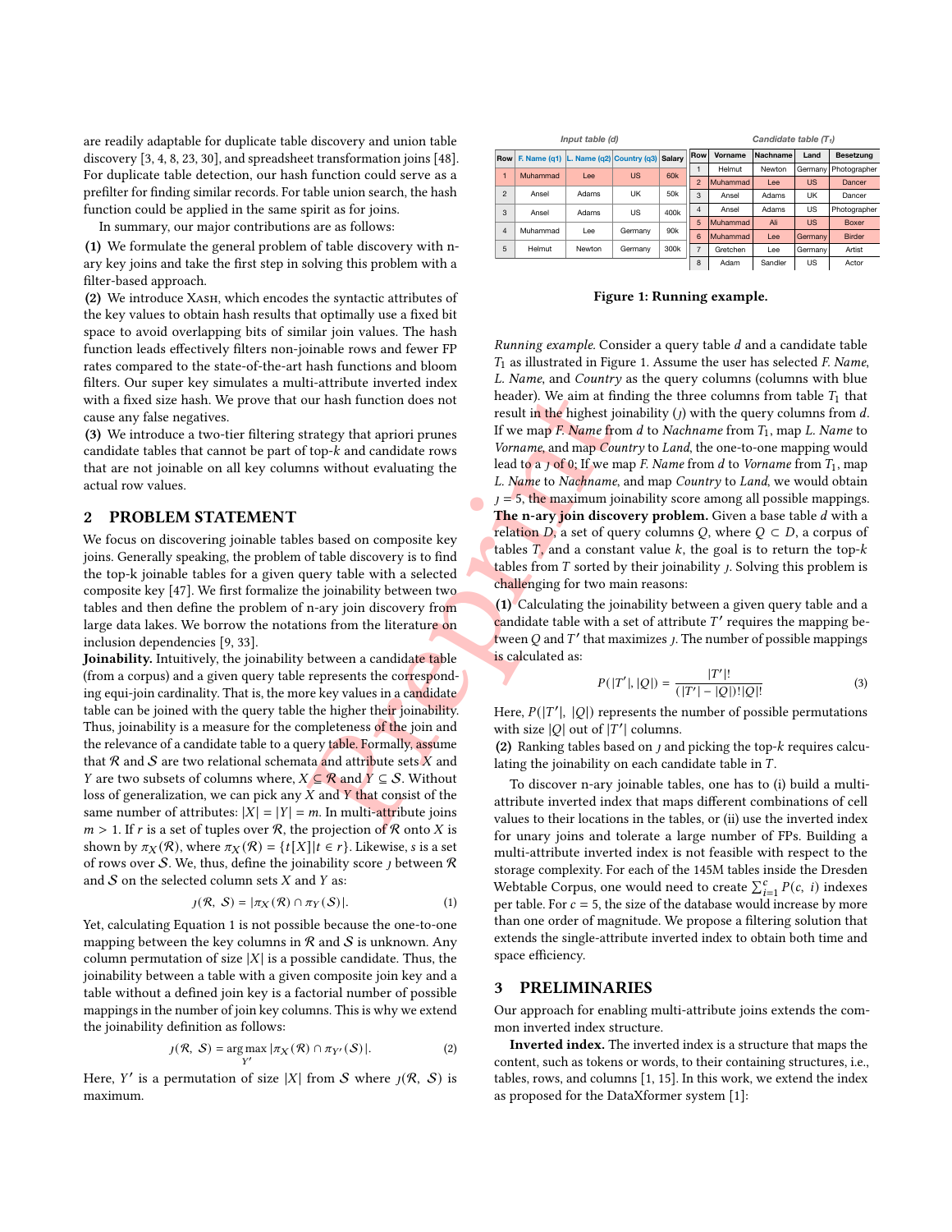are readily adaptable for duplicate table discovery and union table discovery [3, 4, 8, 23, 30], and spreadsheet transformation joins [48]. For duplicate table detection, our hash function could serve as a prefilter for finding similar records. For table union search, the hash function could be applied in the same spirit as for joins.

In summary, our major contributions are as follows:

**(1)** We formulate the general problem of table discovery with n-ary key joins and take the first step in solving this problem with a filter-based approach.

**(2)** We introduce Xash, which encodes the syntactic attributes of the key values to obtain hash results that optimally use a fixed bit space to avoid overlapping bits of similar join values. The hash function leads effectively filters non-joinable rows and fewer FP rates compared to the state-of-the-art hash functions and bloom filters. Our super key simulates a multi-attribute inverted index with a fixed size hash. We prove that our hash function does not cause any false negatives.

**(3)** We introduce a two-tier filtering strategy that apriori prunes candidate tables that cannot be part of top-$k$ and candidate rows that are not joinable on all key columns without evaluating the actual row values.

## 2 PROBLEM STATEMENT

We focus on discovering joinable tables based on composite key joins. Generally speaking, the problem of table discovery is to find the top-k joinable tables for a given query table with a selected composite key [47]. We first formalize the joinability between two tables and then define the problem of n-ary join discovery from large data lakes. We borrow the notations from the literature on inclusion dependencies [9, 33].

**Joinability.** Intuitively, the joinability between a candidate table (from a corpus) and a given query table represents the corresponding equi-join cardinality. That is, the more key values in a candidate table can be joined with the query table the higher their joinability. Thus, joinability is a measure for the completeness of the join and the relevance of a candidate table to a query table. Formally, assume that $\mathcal{R}$ and $\mathcal{S}$ are two relational schemata and attribute sets $X$ and $Y$ are two subsets of columns where, $X \subseteq \mathcal{R}$ and $Y \subseteq \mathcal{S}$. Without loss of generalization, we can pick any $X$ and $Y$ that consist of the same number of attributes: $|X| = |Y| = m$. In multi-attribute joins $m > 1$. If $r$ is a set of tuples over $\mathcal{R}$, the projection of $\mathcal{R}$ onto $X$ is shown by $\pi_X(\mathcal{R})$, where $\pi_X(\mathcal{R}) = \{t[X] | t \in r\}$. Likewise, $s$ is a set of rows over $\mathcal{S}$. We, thus, define the joinability score $\jmath$ between $\mathcal{R}$ and $\mathcal{S}$ on the selected column sets $X$ and $Y$ as:

$$\jmath(\mathcal{R},\ \mathcal{S}) = |\pi_X(\mathcal{R}) \cap \pi_Y(\mathcal{S})|. \tag{1}$$

Yet, calculating Equation 1 is not possible because the one-to-one mapping between the key columns in $\mathcal{R}$ and $\mathcal{S}$ is unknown. Any column permutation of size $|X|$ is a possible candidate. Thus, the joinability between a table with a given composite join key and a table without a defined join key is a factorial number of possible mappings in the number of join key columns. This is why we extend the joinability definition as follows:

$$\jmath(\mathcal{R},\ \mathcal{S}) = \underset{Y'}{\arg\max}\ |\pi_X(\mathcal{R}) \cap \pi_{Y'}(\mathcal{S})|. \tag{2}$$

Here, $Y'$ is a permutation of size $|X|$ from $\mathcal{S}$ where $\jmath(\mathcal{R},\ \mathcal{S})$ is maximum.

*Input table (d)*

| Row | F. Name (q1) | L. Name (q2) | Country (q3) | Salary |
|---|---|---|---|---|
| 1 | Muhammad | Lee | US | 60k |
| 2 | Ansel | Adams | UK | 50k |
| 3 | Ansel | Adams | US | 400k |
| 4 | Muhammad | Lee | Germany | 90k |
| 5 | Helmut | Newton | Germany | 300k |

*Candidate table ($T_1$)*

| Row | Vorname | Nachname | Land | Besetzung |
|---|---|---|---|---|
| 1 | Helmut | Newton | Germany | Photographer |
| 2 | Muhammad | Lee | US | Dancer |
| 3 | Ansel | Adams | UK | Dancer |
| 4 | Ansel | Adams | US | Photographer |
| 5 | Muhammad | Ali | US | Boxer |
| 6 | Muhammad | Lee | Germany | Birder |
| 7 | Gretchen | Lee | Germany | Artist |
| 8 | Adam | Sandler | US | Actor |

**Figure 1: Running example.**

*Running example.* Consider a query table $d$ and a candidate table $T_1$ as illustrated in Figure 1. Assume the user has selected *F. Name*, *L. Name*, and *Country* as the query columns (columns with blue header). We aim at finding the three columns from table $T_1$ that result in the highest joinability ($\jmath$) with the query columns from $d$. If we map *F. Name* from $d$ to *Nachname* from $T_1$, map *L. Name* to *Vorname*, and map *Country* to *Land*, the one-to-one mapping would lead to a $\jmath$ of 0; If we map *F. Name* from $d$ to *Vorname* from $T_1$, map *L. Name* to *Nachname*, and map *Country* to *Land*, we would obtain $\jmath = 5$, the maximum joinability score among all possible mappings.

**The n-ary join discovery problem.** Given a base table $d$ with a relation $D$, a set of query columns $Q$, where $Q \subset D$, a corpus of tables $T$, and a constant value $k$, the goal is to return the top-$k$ tables from $T$ sorted by their joinability $\jmath$. Solving this problem is challenging for two main reasons:

**(1)** Calculating the joinability between a given query table and a candidate table with a set of attribute $T'$ requires the mapping between $Q$ and $T'$ that maximizes $\jmath$. The number of possible mappings is calculated as:

$$P(|T'|, |Q|) = \frac{|T'|!}{(|T'| - |Q|)!|Q|!} \tag{3}$$

Here, $P(|T'|,\ |Q|)$ represents the number of possible permutations with size $|Q|$ out of $|T'|$ columns.

**(2)** Ranking tables based on $\jmath$ and picking the top-$k$ requires calculating the joinability on each candidate table in $T$.

To discover n-ary joinable tables, one has to (i) build a multi-attribute inverted index that maps different combinations of cell values to their locations in the tables, or (ii) use the inverted index for unary joins and tolerate a large number of FPs. Building a multi-attribute inverted index is not feasible with respect to the storage complexity. For each of the 145M tables inside the Dresden Webtable Corpus, one would need to create $\sum_{i=1}^{c} P(c,\ i)$ indexes per table. For $c = 5$, the size of the database would increase by more than one order of magnitude. We propose a filtering solution that extends the single-attribute inverted index to obtain both time and space efficiency.

## 3 PRELIMINARIES

Our approach for enabling multi-attribute joins extends the common inverted index structure.

**Inverted index.** The inverted index is a structure that maps the content, such as tokens or words, to their containing structures, i.e., tables, rows, and columns [1, 15]. In this work, we extend the index as proposed for the DataXformer system [1]: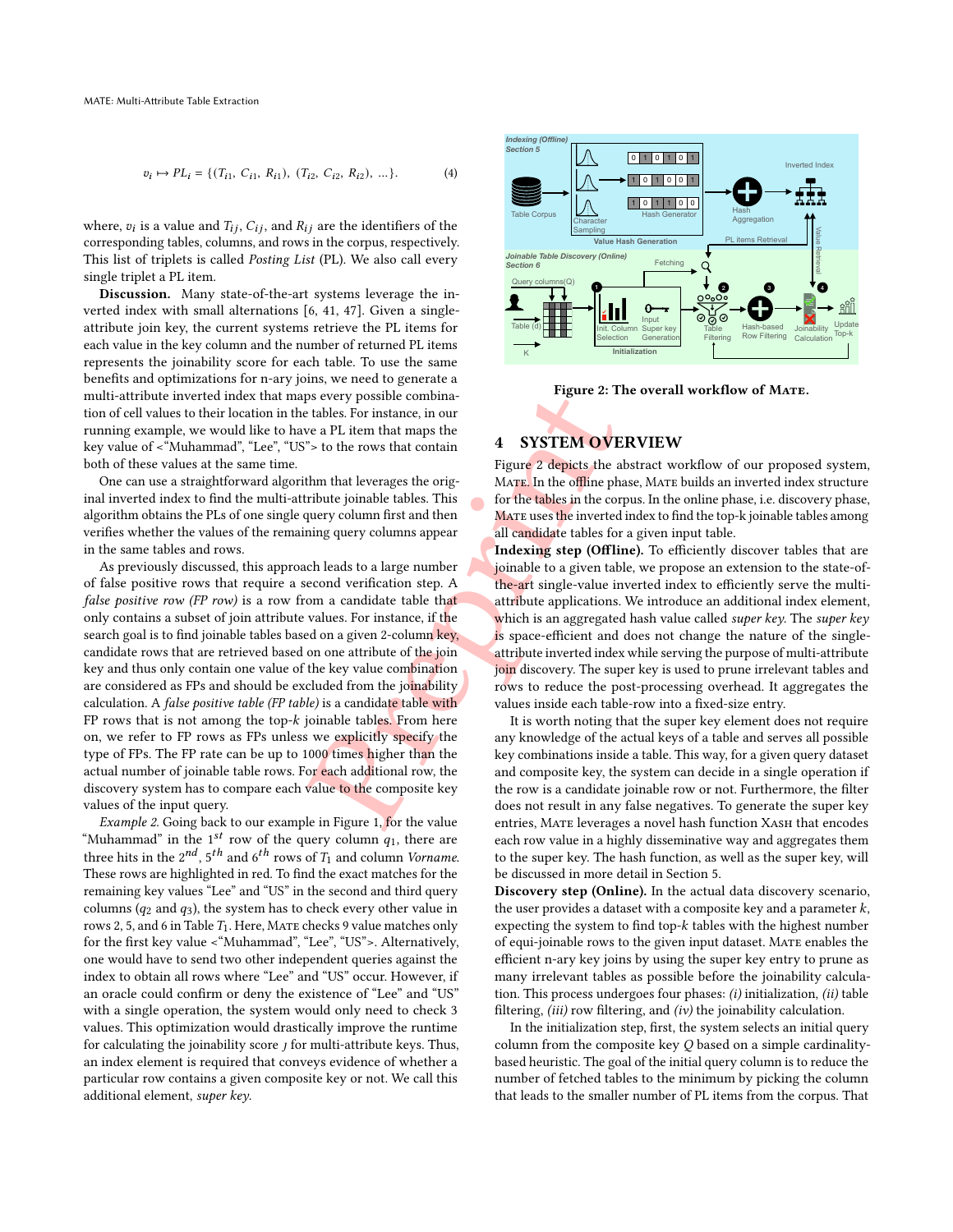$$v_i \mapsto PL_i = \{(T_{i1},\, C_{i1},\, R_{i1}),\; (T_{i2},\, C_{i2},\, R_{i2}),\; \ldots\}. \qquad (4)$$

where, $v_i$ is a value and $T_{ij}$, $C_{ij}$, and $R_{ij}$ are the identifiers of the corresponding tables, columns, and rows in the corpus, respectively. This list of triplets is called *Posting List* (PL). We also call every single triplet a PL item.

**Discussion.** Many state-of-the-art systems leverage the inverted index with small alternations [6, 41, 47]. Given a single-attribute join key, the current systems retrieve the PL items for each value in the key column and the number of returned PL items represents the joinability score for each table. To use the same benefits and optimizations for n-ary joins, we need to generate a multi-attribute inverted index that maps every possible combination of cell values to their location in the tables. For instance, in our running example, we would like to have a PL item that maps the key value of <"Muhammad", "Lee", "US"> to the rows that contain both of these values at the same time.

One can use a straightforward algorithm that leverages the original inverted index to find the multi-attribute joinable tables. This algorithm obtains the PLs of one single query column first and then verifies whether the values of the remaining query columns appear in the same tables and rows.

As previously discussed, this approach leads to a large number of false positive rows that require a second verification step. A *false positive row (FP row)* is a row from a candidate table that only contains a subset of join attribute values. For instance, if the search goal is to find joinable tables based on a given 2-column key, candidate rows that are retrieved based on one attribute of the join key and thus only contain one value of the key value combination are considered as FPs and should be excluded from the joinability calculation. A *false positive table (FP table)* is a candidate table with FP rows that is not among the top-$k$ joinable tables. From here on, we refer to FP rows as FPs unless we explicitly specify the type of FPs. The FP rate can be up to 1000 times higher than the actual number of joinable table rows. For each additional row, the discovery system has to compare each value to the composite key values of the input query.

*Example 2.* Going back to our example in Figure 1, for the value "Muhammad" in the $1^{st}$ row of the query column $q_1$, there are three hits in the $2^{nd}$, $5^{th}$ and $6^{th}$ rows of $T_1$ and column *Vorname*. These rows are highlighted in red. To find the exact matches for the remaining key values "Lee" and "US" in the second and third query columns ($q_2$ and $q_3$), the system has to check every other value in rows 2, 5, and 6 in Table $T_1$. Here, MATE checks 9 value matches only for the first key value <"Muhammad", "Lee", "US">. Alternatively, one would have to send two other independent queries against the index to obtain all rows where "Lee" and "US" occur. However, if an oracle could confirm or deny the existence of "Lee" and "US" with a single operation, the system would only need to check 3 values. This optimization would drastically improve the runtime for calculating the joinability score $\jmath$ for multi-attribute keys. Thus, an index element is required that conveys evidence of whether a particular row contains a given composite key or not. We call this additional element, *super key*.

Figure 2: The overall workflow of MATE.

## 4 SYSTEM OVERVIEW

Figure 2 depicts the abstract workflow of our proposed system, MATE. In the offline phase, MATE builds an inverted index structure for the tables in the corpus. In the online phase, i.e. discovery phase, MATE uses the inverted index to find the top-k joinable tables among all candidate tables for a given input table.

**Indexing step (Offline).** To efficiently discover tables that are joinable to a given table, we propose an extension to the state-of-the-art single-value inverted index to efficiently serve the multi-attribute applications. We introduce an additional index element, which is an aggregated hash value called *super key*. The *super key* is space-efficient and does not change the nature of the single-attribute inverted index while serving the purpose of multi-attribute join discovery. The super key is used to prune irrelevant tables and rows to reduce the post-processing overhead. It aggregates the values inside each table-row into a fixed-size entry.

It is worth noting that the super key element does not require any knowledge of the actual keys of a table and serves all possible key combinations inside a table. This way, for a given query dataset and composite key, the system can decide in a single operation if the row is a candidate joinable row or not. Furthermore, the filter does not result in any false negatives. To generate the super key entries, MATE leverages a novel hash function XASH that encodes each row value in a highly disseminative way and aggregates them to the super key. The hash function, as well as the super key, will be discussed in more detail in Section 5.

**Discovery step (Online).** In the actual data discovery scenario, the user provides a dataset with a composite key and a parameter $k$, expecting the system to find top-$k$ tables with the highest number of equi-joinable rows to the given input dataset. MATE enables the efficient n-ary key joins by using the super key entry to prune as many irrelevant tables as possible before the joinability calculation. This process undergoes four phases: *(i)* initialization, *(ii)* table filtering, *(iii)* row filtering, and *(iv)* the joinability calculation.

In the initialization step, first, the system selects an initial query column from the composite key $Q$ based on a simple cardinality-based heuristic. The goal of the initial query column is to reduce the number of fetched tables to the minimum by picking the column that leads to the smaller number of PL items from the corpus. That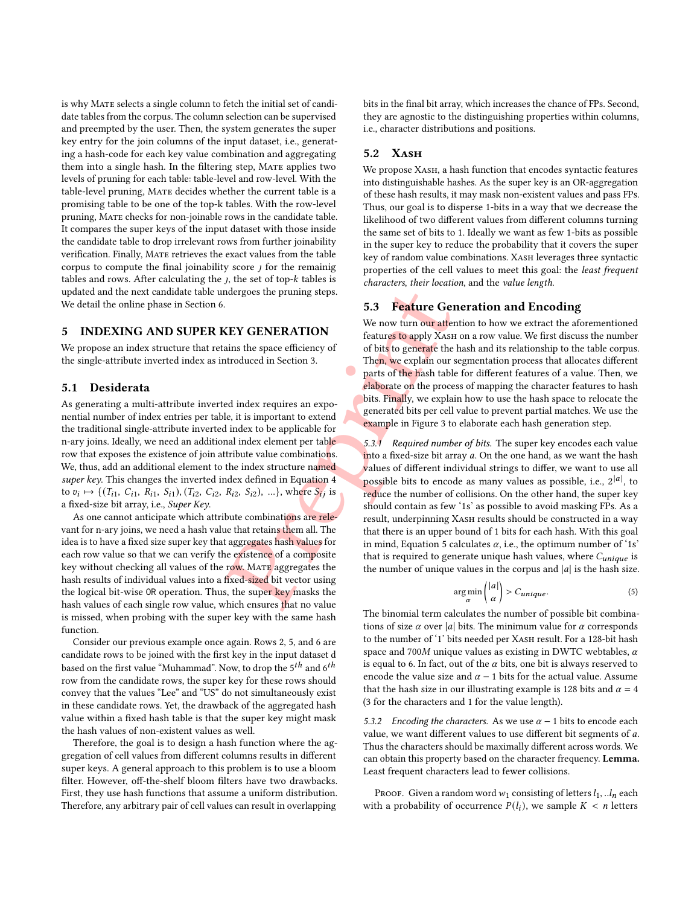is why MATE selects a single column to fetch the initial set of candidate tables from the corpus. The column selection can be supervised and preempted by the user. Then, the system generates the super key entry for the join columns of the input dataset, i.e., generating a hash-code for each key value combination and aggregating them into a single hash. In the filtering step, MATE applies two levels of pruning for each table: table-level and row-level. With the table-level pruning, MATE decides whether the current table is a promising table to be one of the top-k tables. With the row-level pruning, MATE checks for non-joinable rows in the candidate table. It compares the super keys of the input dataset with those inside the candidate table to drop irrelevant rows from further joinability verification. Finally, MATE retrieves the exact values from the table corpus to compute the final joinability score $\jmath$ for the remainig tables and rows. After calculating the $\jmath$, the set of top-$k$ tables is updated and the next candidate table undergoes the pruning steps. We detail the online phase in Section 6.

## 5 INDEXING AND SUPER KEY GENERATION

We propose an index structure that retains the space efficiency of the single-attribute inverted index as introduced in Section 3.

### 5.1 Desiderata

As generating a multi-attribute inverted index requires an exponential number of index entries per table, it is important to extend the traditional single-attribute inverted index to be applicable for n-ary joins. Ideally, we need an additional index element per table row that exposes the existence of join attribute value combinations. We, thus, add an additional element to the index structure named *super key*. This changes the inverted index defined in Equation 4 to $v_i \mapsto \{(T_{i1},\ C_{i1},\ R_{i1},\ S_{i1}), (T_{i2},\ C_{i2},\ R_{i2},\ S_{i2}),\ ...\}$, where $S_{ij}$ is a fixed-size bit array, i.e., *Super Key*.

As one cannot anticipate which attribute combinations are relevant for n-ary joins, we need a hash value that retains them all. The idea is to have a fixed size super key that aggregates hash values for each row value so that we can verify the existence of a composite key without checking all values of the row. MATE aggregates the hash results of individual values into a fixed-sized bit vector using the logical bit-wise OR operation. Thus, the super key masks the hash values of each single row value, which ensures that no value is missed, when probing with the super key with the same hash function.

Consider our previous example once again. Rows 2, 5, and 6 are candidate rows to be joined with the first key in the input dataset d based on the first value "Muhammad". Now, to drop the $5^{th}$ and $6^{th}$ row from the candidate rows, the super key for these rows should convey that the values "Lee" and "US" do not simultaneously exist in these candidate rows. Yet, the drawback of the aggregated hash value within a fixed hash table is that the super key might mask the hash values of non-existent values as well.

Therefore, the goal is to design a hash function where the aggregation of cell values from different columns results in different super keys. A general approach to this problem is to use a bloom filter. However, off-the-shelf bloom filters have two drawbacks. First, they use hash functions that assume a uniform distribution. Therefore, any arbitrary pair of cell values can result in overlapping bits in the final bit array, which increases the chance of FPs. Second, they are agnostic to the distinguishing properties within columns, i.e., character distributions and positions.

### 5.2 XASH

We propose XASH, a hash function that encodes syntactic features into distinguishable hashes. As the super key is an OR-aggregation of these hash results, it may mask non-existent values and pass FPs. Thus, our goal is to disperse 1-bits in a way that we decrease the likelihood of two different values from different columns turning the same set of bits to 1. Ideally we want as few 1-bits as possible in the super key to reduce the probability that it covers the super key of random value combinations. XASH leverages three syntactic properties of the cell values to meet this goal: the *least frequent characters*, *their location*, and the *value length*.

### 5.3 Feature Generation and Encoding

We now turn our attention to how we extract the aforementioned features to apply XASH on a row value. We first discuss the number of bits to generate the hash and its relationship to the table corpus. Then, we explain our segmentation process that allocates different parts of the hash table for different features of a value. Then, we elaborate on the process of mapping the character features to hash bits. Finally, we explain how to use the hash space to relocate the generated bits per cell value to prevent partial matches. We use the example in Figure 3 to elaborate each hash generation step.

*5.3.1 Required number of bits.* The super key encodes each value into a fixed-size bit array $a$. On the one hand, as we want the hash values of different individual strings to differ, we want to use all possible bits to encode as many values as possible, i.e., $2^{|a|}$, to reduce the number of collisions. On the other hand, the super key should contain as few '1s' as possible to avoid masking FPs. As a result, underpinning XASH results should be constructed in a way that there is an upper bound of 1 bits for each hash. With this goal in mind, Equation 5 calculates $\alpha$, i.e., the optimum number of '1s' that is required to generate unique hash values, where $C_{unique}$ is the number of unique values in the corpus and $|a|$ is the hash size.

$$\arg\min_{\alpha} \binom{|a|}{\alpha} > C_{unique}. \tag{5}$$

The binomial term calculates the number of possible bit combinations of size $\alpha$ over $|a|$ bits. The minimum value for $\alpha$ corresponds to the number of '1' bits needed per XASH result. For a 128-bit hash space and $700M$ unique values as existing in DWTC webtables, $\alpha$ is equal to 6. In fact, out of the $\alpha$ bits, one bit is always reserved to encode the value size and $\alpha - 1$ bits for the actual value. Assume that the hash size in our illustrating example is 128 bits and $\alpha = 4$ (3 for the characters and 1 for the value length).

*5.3.2 Encoding the characters.* As we use $\alpha - 1$ bits to encode each value, we want different values to use different bit segments of $a$. Thus the characters should be maximally different across words. We can obtain this property based on the character frequency. **Lemma.** Least frequent characters lead to fewer collisions.

PROOF. Given a random word $w_1$ consisting of letters $l_1, ..l_n$ each with a probability of occurrence $P(l_i)$, we sample $K < n$ letters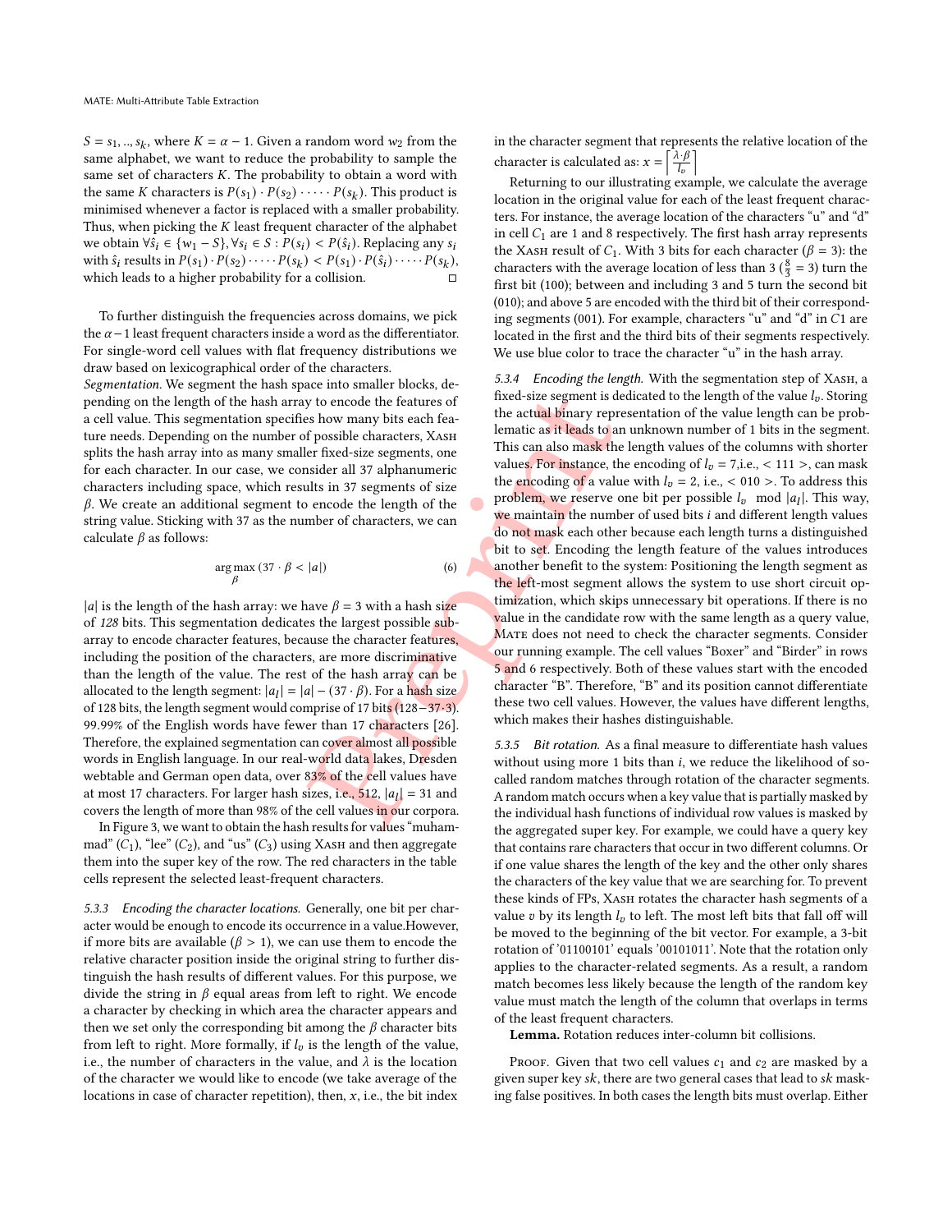$S = s_1, .., s_k$, where $K = \alpha - 1$. Given a random word $w_2$ from the same alphabet, we want to reduce the probability to sample the same set of characters $K$. The probability to obtain a word with the same $K$ characters is $P(s_1) \cdot P(s_2) \cdot \dots \cdot P(s_k)$. This product is minimised whenever a factor is replaced with a smaller probability. Thus, when picking the $K$ least frequent character of the alphabet we obtain $\forall \hat{s}_i \in \{w_1 - S\}, \forall s_i \in S : P(s_i) < P(\hat{s}_i)$. Replacing any $s_i$ with $\hat{s}_i$ results in $P(s_1) \cdot P(s_2) \cdot \dots \cdot P(s_k) < P(s_1) \cdot P(\hat{s}_i) \cdot \dots \cdot P(s_k)$, which leads to a higher probability for a collision. □

To further distinguish the frequencies across domains, we pick the $\alpha - 1$ least frequent characters inside a word as the differentiator. For single-word cell values with flat frequency distributions we draw based on lexicographical order of the characters.

*Segmentation.* We segment the hash space into smaller blocks, depending on the length of the hash array to encode the features of a cell value. This segmentation specifies how many bits each feature needs. Depending on the number of possible characters, Xash splits the hash array into as many smaller fixed-size segments, one for each character. In our case, we consider all 37 alphanumeric characters including space, which results in 37 segments of size $\beta$. We create an additional segment to encode the length of the string value. Sticking with 37 as the number of characters, we can calculate $\beta$ as follows:

$$\arg\max_{\beta} (37 \cdot \beta < |a|) \tag{6}$$

$|a|$ is the length of the hash array: we have $\beta = 3$ with a hash size of *128* bits. This segmentation dedicates the largest possible sub-array to encode character features, because the character features, including the position of the characters, are more discriminative than the length of the value. The rest of the hash array can be allocated to the length segment: $|a_l| = |a| - (37 \cdot \beta)$. For a hash size of 128 bits, the length segment would comprise of 17 bits ($128 - 37 \cdot 3$). 99.99% of the English words have fewer than 17 characters [26]. Therefore, the explained segmentation can cover almost all possible words in English language. In our real-world data lakes, Dresden webtable and German open data, over 83% of the cell values have at most 17 characters. For larger hash sizes, i.e., 512, $|a_l| = 31$ and covers the length of more than 98% of the cell values in our corpora.

In Figure 3, we want to obtain the hash results for values "muhammad" ($C_1$), "lee" ($C_2$), and "us" ($C_3$) using Xash and then aggregate them into the super key of the row. The red characters in the table cells represent the selected least-frequent characters.

#### 5.3.3 Encoding the character locations.

Generally, one bit per character would be enough to encode its occurrence in a value.However, if more bits are available ($\beta > 1$), we can use them to encode the relative character position inside the original string to further distinguish the hash results of different values. For this purpose, we divide the string in $\beta$ equal areas from left to right. We encode a character by checking in which area the character appears and then we set only the corresponding bit among the $\beta$ character bits from left to right. More formally, if $l_v$ is the length of the value, i.e., the number of characters in the value, and $\lambda$ is the location of the character we would like to encode (we take average of the locations in case of character repetition), then, $x$, i.e., the bit index in the character segment that represents the relative location of the character is calculated as: $x = \left\lceil \frac{\lambda \cdot \beta}{l_v} \right\rceil$

Returning to our illustrating example, we calculate the average location in the original value for each of the least frequent characters. For instance, the average location of the characters "u" and "d" in cell $C_1$ are 1 and 8 respectively. The first hash array represents the Xash result of $C_1$. With 3 bits for each character ($\beta = 3$): the characters with the average location of less than 3 ($\frac{8}{3} = 3$) turn the first bit (100); between and including 3 and 5 turn the second bit (010); and above 5 are encoded with the third bit of their corresponding segments (001). For example, characters "u" and "d" in $C1$ are located in the first and the third bits of their segments respectively. We use blue color to trace the character "u" in the hash array.

#### 5.3.4 Encoding the length.

With the segmentation step of Xash, a fixed-size segment is dedicated to the length of the value $l_v$. Storing the actual binary representation of the value length can be problematic as it leads to an unknown number of 1 bits in the segment. This can also mask the length values of the columns with shorter values. For instance, the encoding of $l_v = 7$,i.e., $< 111 >$, can mask the encoding of a value with $l_v = 2$, i.e., $< 010 >$. To address this problem, we reserve one bit per possible $l_v \mod |a_l|$. This way, we maintain the number of used bits $i$ and different length values do not mask each other because each length turns a distinguished bit to set. Encoding the length feature of the values introduces another benefit to the system: Positioning the length segment as the left-most segment allows the system to use short circuit optimization, which skips unnecessary bit operations. If there is no value in the candidate row with the same length as a query value, Mate does not need to check the character segments. Consider our running example. The cell values "Boxer" and "Birder" in rows 5 and 6 respectively. Both of these values start with the encoded character "B". Therefore, "B" and its position cannot differentiate these two cell values. However, the values have different lengths, which makes their hashes distinguishable.

#### 5.3.5 Bit rotation.

As a final measure to differentiate hash values without using more 1 bits than $i$, we reduce the likelihood of so-called random matches through rotation of the character segments. A random match occurs when a key value that is partially masked by the individual hash functions of individual row values is masked by the aggregated super key. For example, we could have a query key that contains rare characters that occur in two different columns. Or if one value shares the length of the key and the other only shares the characters of the key value that we are searching for. To prevent these kinds of FPs, Xash rotates the character hash segments of a value $v$ by its length $l_v$ to left. The most left bits that fall off will be moved to the beginning of the bit vector. For example, a 3-bit rotation of '01100101' equals '00101011'. Note that the rotation only applies to the character-related segments. As a result, a random match becomes less likely because the length of the random key value must match the length of the column that overlaps in terms of the least frequent characters.

**Lemma.** Rotation reduces inter-column bit collisions.

Proof. Given that two cell values $c_1$ and $c_2$ are masked by a given super key $sk$, there are two general cases that lead to $sk$ masking false positives. In both cases the length bits must overlap. Either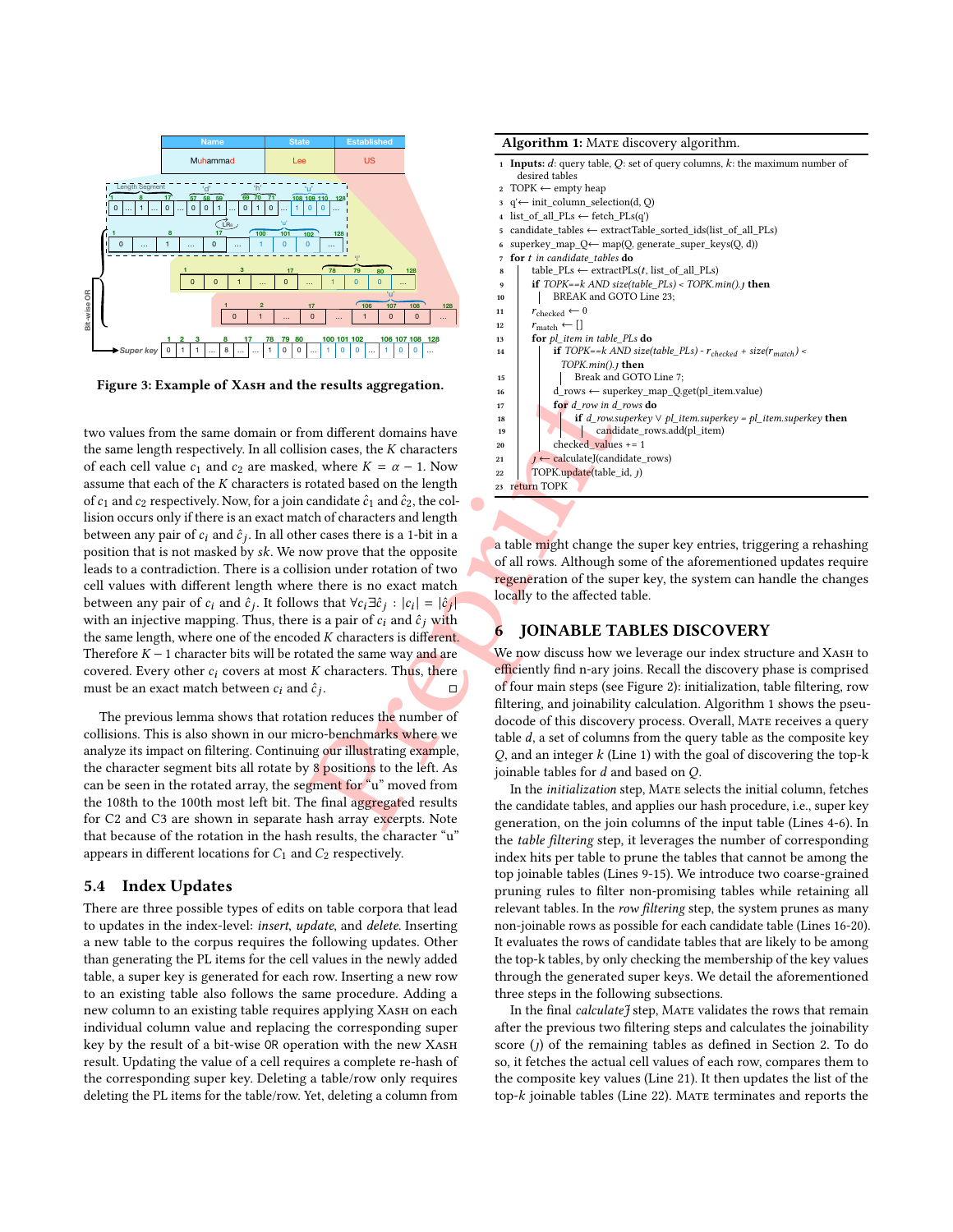Figure 3: Example of XASH and the results aggregation.

two values from the same domain or from different domains have the same length respectively. In all collision cases, the $K$ characters of each cell value $c_1$ and $c_2$ are masked, where $K = \alpha - 1$. Now assume that each of the $K$ characters is rotated based on the length of $c_1$ and $c_2$ respectively. Now, for a join candidate $\hat{c}_1$ and $\hat{c}_2$, the collision occurs only if there is an exact match of characters and length between any pair of $c_i$ and $\hat{c}_j$. In all other cases there is a 1-bit in a position that is not masked by $sk$. We now prove that the opposite leads to a contradiction. There is a collision under rotation of two cell values with different length where there is no exact match between any pair of $c_i$ and $\hat{c}_j$. It follows that $\forall c_i \exists \hat{c}_j : |c_i| = |\hat{c}_j|$ with an injective mapping. Thus, there is a pair of $c_i$ and $\hat{c}_j$ with the same length, where one of the encoded $K$ characters is different. Therefore $K - 1$ character bits will be rotated the same way and are covered. Every other $c_i$ covers at most $K$ characters. Thus, there must be an exact match between $c_i$ and $\hat{c}_j$. □

The previous lemma shows that rotation reduces the number of collisions. This is also shown in our micro-benchmarks where we analyze its impact on filtering. Continuing our illustrating example, the character segment bits all rotate by 8 positions to the left. As can be seen in the rotated array, the segment for "u" moved from the 108th to the 100th most left bit. The final aggregated results for C2 and C3 are shown in separate hash array excerpts. Note that because of the rotation in the hash results, the character "u" appears in different locations for $C_1$ and $C_2$ respectively.

## 5.4 Index Updates

There are three possible types of edits on table corpora that lead to updates in the index-level: *insert*, *update*, and *delete*. Inserting a new table to the corpus requires the following updates. Other than generating the PL items for the cell values in the newly added table, a super key is generated for each row. Inserting a new row to an existing table also follows the same procedure. Adding a new column to an existing table requires applying XASH on each individual column value and replacing the corresponding super key by the result of a bit-wise OR operation with the new XASH result. Updating the value of a cell requires a complete re-hash of the corresponding super key. Deleting a table/row only requires deleting the PL items for the table/row. Yet, deleting a column from a table might change the super key entries, triggering a rehashing of all rows. Although some of the aforementioned updates require regeneration of the super key, the system can handle the changes locally to the affected table.

**Algorithm 1:** MATE discovery algorithm.

```
1  Inputs: d: query table, Q: set of query columns, k: the maximum number of
   desired tables
2  TOPK ← empty heap
3  q'← init_column_selection(d, Q)
4  list_of_all_PLs ← fetch_PLs(q')
5  candidate_tables ← extractTable_sorted_ids(list_of_all_PLs)
6  superkey_map_Q← map(Q, generate_super_keys(Q, d))
7  for t in candidate_tables do
8      table_PLs ← extractPLs(t, list_of_all_PLs)
9      if TOPK==k AND size(table_PLs) < TOPK.min().J then
10         BREAK and GOTO Line 23;
11     r_checked ← 0
12     r_match ← []
13     for pl_item in table_PLs do
14         if TOPK==k AND size(table_PLs) - r_checked + size(r_match) <
           TOPK.min().J then
15             Break and GOTO Line 7;
16         d_rows ← superkey_map_Q.get(pl_item.value)
17         for d_row in d_rows do
18             if d_row.superkey ∨ pl_item.superkey = pl_item.superkey then
19                 candidate_rows.add(pl_item)
20         checked_values += 1
21     J ← calculateJ(candidate_rows)
22     TOPK.update(table_id, J)
23 return TOPK
```

## 6 JOINABLE TABLES DISCOVERY

We now discuss how we leverage our index structure and XASH to efficiently find n-ary joins. Recall the discovery phase is comprised of four main steps (see Figure 2): initialization, table filtering, row filtering, and joinability calculation. Algorithm 1 shows the pseudocode of this discovery process. Overall, MATE receives a query table $d$, a set of columns from the query table as the composite key $Q$, and an integer $k$ (Line 1) with the goal of discovering the top-k joinable tables for $d$ and based on $Q$.

In the *initialization* step, MATE selects the initial column, fetches the candidate tables, and applies our hash procedure, i.e., super key generation, on the join columns of the input table (Lines 4-6). In the *table filtering* step, it leverages the number of corresponding index hits per table to prune the tables that cannot be among the top joinable tables (Lines 9-15). We introduce two coarse-grained pruning rules to filter non-promising tables while retaining all relevant tables. In the *row filtering* step, the system prunes as many non-joinable rows as possible for each candidate table (Lines 16-20). It evaluates the rows of candidate tables that are likely to be among the top-k tables, by only checking the membership of the key values through the generated super keys. We detail the aforementioned three steps in the following subsections.

In the final *calculateJ* step, MATE validates the rows that remain after the previous two filtering steps and calculates the joinability score ($\mathcal{J}$) of the remaining tables as defined in Section 2. To do so, it fetches the actual cell values of each row, compares them to the composite key values (Line 21). It then updates the list of the top-$k$ joinable tables (Line 22). MATE terminates and reports the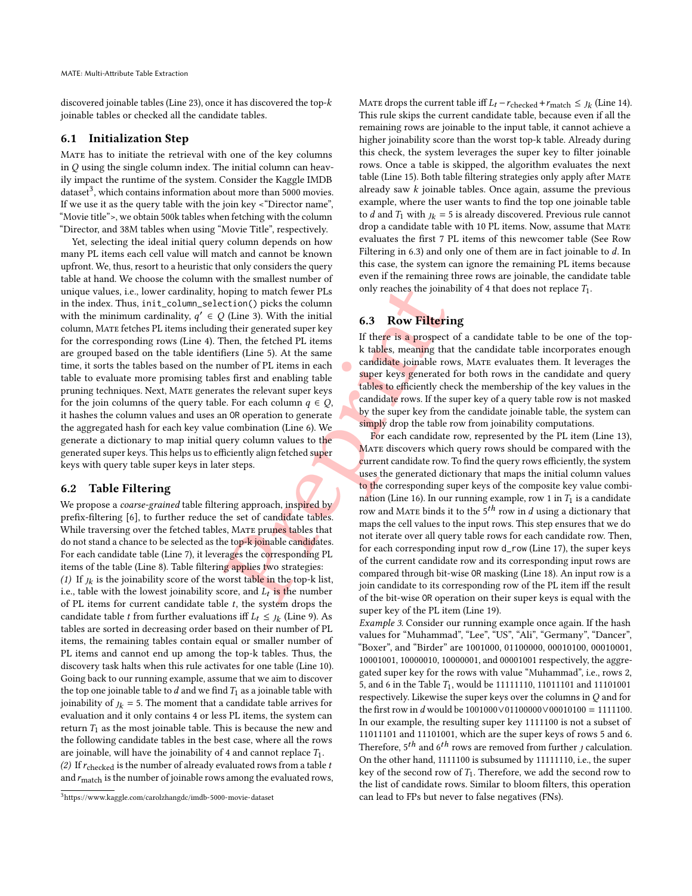discovered joinable tables (Line 23), once it has discovered the top-$k$ joinable tables or checked all the candidate tables.

## 6.1 Initialization Step

MATE has to initiate the retrieval with one of the key columns in $Q$ using the single column index. The initial column can heavily impact the runtime of the system. Consider the Kaggle IMDB dataset[3], which contains information about more than 5000 movies. If we use it as the query table with the join key <"Director name", "Movie title">, we obtain 500k tables when fetching with the column "Director, and 38M tables when using "Movie Title", respectively.

Yet, selecting the ideal initial query column depends on how many PL items each cell value will match and cannot be known upfront. We, thus, resort to a heuristic that only considers the query table at hand. We choose the column with the smallest number of unique values, i.e., lower cardinality, hoping to match fewer PLs in the index. Thus, `init_column_selection()` picks the column with the minimum cardinality, $q' \in Q$ (Line 3). With the initial column, MATE fetches PL items including their generated super key for the corresponding rows (Line 4). Then, the fetched PL items are grouped based on the table identifiers (Line 5). At the same time, it sorts the tables based on the number of PL items in each table to evaluate more promising tables first and enabling table pruning techniques. Next, MATE generates the relevant super keys for the join columns of the query table. For each column $q \in Q$, it hashes the column values and uses an `OR` operation to generate the aggregated hash for each key value combination (Line 6). We generate a dictionary to map initial query column values to the generated super keys. This helps us to efficiently align fetched super keys with query table super keys in later steps.

## 6.2 Table Filtering

We propose a *coarse-grained* table filtering approach, inspired by prefix-filtering [6], to further reduce the set of candidate tables. While traversing over the fetched tables, MATE prunes tables that do not stand a chance to be selected as the top-k joinable candidates. For each candidate table (Line 7), it leverages the corresponding PL items of the table (Line 8). Table filtering applies two strategies:

*(1)* If $\jmath_k$ is the joinability score of the worst table in the top-k list, i.e., table with the lowest joinability score, and $L_t$ is the number of PL items for current candidate table $t$, the system drops the candidate table $t$ from further evaluations iff $L_t \leq \jmath_k$ (Line 9). As tables are sorted in decreasing order based on their number of PL items, the remaining tables contain equal or smaller number of PL items and cannot end up among the top-k tables. Thus, the discovery task halts when this rule activates for one table (Line 10). Going back to our running example, assume that we aim to discover the top one joinable table to $d$ and we find $T_1$ as a joinable table with joinability of $\jmath_k = 5$. The moment that a candidate table arrives for evaluation and it only contains 4 or less PL items, the system can return $T_1$ as the most joinable table. This is because the new and the following candidate tables in the best case, where all the rows are joinable, will have the joinability of 4 and cannot replace $T_1$.

*(2)* If $r_{\text{checked}}$ is the number of already evaluated rows from a table $t$ and $r_{\text{match}}$ is the number of joinable rows among the evaluated rows, MATE drops the current table iff $L_t - r_{\text{checked}} + r_{\text{match}} \leq \jmath_k$ (Line 14). This rule skips the current candidate table, because even if all the remaining rows are joinable to the input table, it cannot achieve a higher joinability score than the worst top-k table. Already during this check, the system leverages the super key to filter joinable rows. Once a table is skipped, the algorithm evaluates the next table (Line 15). Both table filtering strategies only apply after MATE already saw $k$ joinable tables. Once again, assume the previous example, where the user wants to find the top one joinable table to $d$ and $T_1$ with $\jmath_k = 5$ is already discovered. Previous rule cannot drop a candidate table with 10 PL items. Now, assume that MATE evaluates the first 7 PL items of this newcomer table (See Row Filtering in 6.3) and only one of them are in fact joinable to $d$. In this case, the system can ignore the remaining PL items because even if the remaining three rows are joinable, the candidate table only reaches the joinability of 4 that does not replace $T_1$.

## 6.3 Row Filtering

If there is a prospect of a candidate table to be one of the top-k tables, meaning that the candidate table incorporates enough candidate joinable rows, MATE evaluates them. It leverages the super keys generated for both rows in the candidate and query tables to efficiently check the membership of the key values in the candidate rows. If the super key of a query table row is not masked by the super key from the candidate joinable table, the system can simply drop the table row from joinability computations.

For each candidate row, represented by the PL item (Line 13), MATE discovers which query rows should be compared with the current candidate row. To find the query rows efficiently, the system uses the generated dictionary that maps the initial column values to the corresponding super keys of the composite key value combination (Line 16). In our running example, row 1 in $T_1$ is a candidate row and MATE binds it to the $5^{th}$ row in $d$ using a dictionary that maps the cell values to the input rows. This step ensures that we do not iterate over all query table rows for each candidate row. Then, for each corresponding input row `d_row` (Line 17), the super keys of the current candidate row and its corresponding input rows are compared through bit-wise `OR` masking (Line 18). An input row is a join candidate to its corresponding row of the PL item iff the result of the bit-wise `OR` operation on their super keys is equal with the super key of the PL item (Line 19).

*Example 3.* Consider our running example once again. If the hash values for "Muhammad", "Lee", "US", "Ali", "Germany", "Dancer", "Boxer", and "Birder" are 1001000, 01100000, 00010100, 00010001, 10001001, 10000010, 10000001, and 00001001 respectively, the aggregated super key for the rows with value "Muhammad", i.e., rows 2, 5, and 6 in the Table $T_1$, would be 11111110, 11011101 and 11101001 respectively. Likewise the super keys over the columns in $Q$ and for the first row in $d$ would be $1001000 \vee 01100000 \vee 00010100 = 1111100$. In our example, the resulting super key 1111100 is not a subset of 11011101 and 11101001, which are the super keys of rows 5 and 6. Therefore, $5^{th}$ and $6^{th}$ rows are removed from further $\jmath$ calculation. On the other hand, 1111100 is subsumed by 11111110, i.e., the super key of the second row of $T_1$. Therefore, we add the second row to the list of candidate rows. Similar to bloom filters, this operation can lead to FPs but never to false negatives (FNs).

[3] https://www.kaggle.com/carolzhangdc/imdb-5000-movie-dataset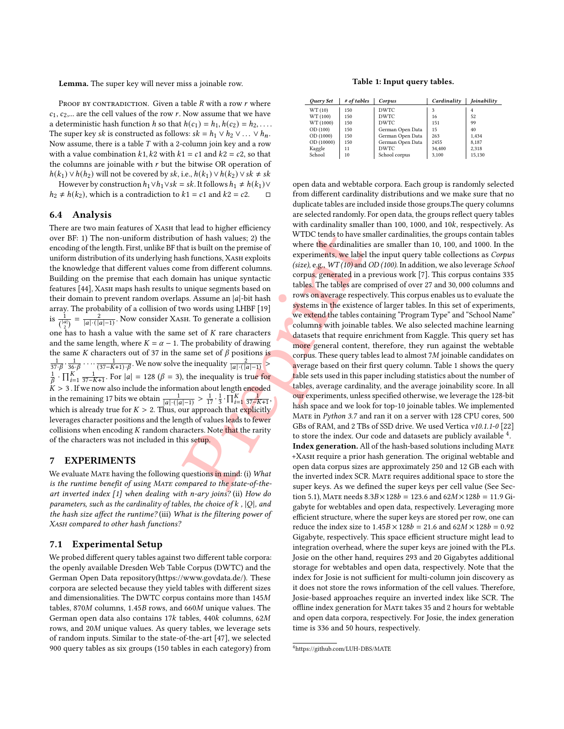**Lemma.** The super key will never miss a joinable row.

Proof by contradiction. Given a table $R$ with a row $r$ where $c_1, c_2,...$ are the cell values of the row $r$. Now assume that we have a deterministic hash function $h$ so that $h(c_1) = h_1, h(c_2) = h_2, \ldots$. The super key $sk$ is constructed as follows: $sk = h_1 \vee h_2 \vee \ldots \vee h_n$. Now assume, there is a table $T$ with a 2-column join key and a row with a value combination $k1, k2$ with $k1 = c1$ and $k2 = c2$, so that the columns are joinable with $r$ but the bitwise OR operation of $h(k_1) \vee h(h_2)$ will not be covered by $sk$, i.e., $h(k_1) \vee h(k_2) \vee sk \neq sk$

However by construction $h_1 \vee h_1 \vee sk = sk$. It follows $h_1 \neq h(k_1) \vee h_2 \neq h(k_2)$, which is a contradiction to $k1 = c1$ and $k2 = c2$. □

### 6.4 Analysis

There are two main features of Xash that lead to higher efficiency over BF: 1) The non-uniform distribution of hash values; 2) the encoding of the length. First, unlike BF that is built on the premise of uniform distribution of its underlying hash functions, Xash exploits the knowledge that different values come from different columns. Building on the premise that each domain has unique syntactic features [44], Xash maps hash results to unique segments based on their domain to prevent random overlaps. Assume an $|a|$-bit hash array. The probability of a collision of two words using LHBF [19] is $\frac{1}{\binom{|a|}{2}} = \frac{2}{|a|\cdot(|a|-1)}$. Now consider Xash. To generate a collision one has to hash a value with the same set of $K$ rare characters and the same length, where $K = \alpha - 1$. The probability of drawing the same $K$ characters out of 37 in the same set of $\beta$ positions is $\frac{1}{37\cdot\beta} \cdot \frac{1}{36\cdot\beta} \cdots \frac{1}{(37-K+1)\cdot\beta}$. We now solve the inequality $\frac{2}{|a|\cdot(|a|-1)} > \frac{1}{\beta} \cdot \prod_{i=1}^{K} \frac{1}{37-K+1}$. For $|a| = 128$ ($\beta = 3$), the inequality is true for $K > 3$. If we now also include the information about length encoded in the remaining 17 bits we obtain $\frac{1}{|a|\cdot(|a|-1)} > \frac{1}{17} \cdot \frac{1}{3} \cdot \prod_{i=1}^{K} \frac{1}{37-K+1}$, which is already true for $K > 2$. Thus, our approach that explicitly leverages character positions and the length of values leads to fewer collisions when encoding $K$ random characters. Note that the rarity of the characters was not included in this setup.

## 7 EXPERIMENTS

We evaluate Mate having the following questions in mind: (i) *What is the runtime benefit of using Mate compared to the state-of-the-art inverted index [1] when dealing with n-ary joins?* (ii) *How do parameters, such as the cardinality of tables, the choice of k , |Q|, and the hash size affect the runtime?* (iii) *What is the filtering power of Xash compared to other hash functions?*

### 7.1 Experimental Setup

We probed different query tables against two different table corpora: the openly available Dresden Web Table Corpus (DWTC) and the German Open Data repository(https://www.govdata.de/). These corpora are selected because they yield tables with different sizes and dimensionalities. The DWTC corpus contains more than 145$M$ tables, 870$M$ columns, 1.45$B$ rows, and 660$M$ unique values. The German open data also contains 17$k$ tables, 440$k$ columns, 62$M$ rows, and 20$M$ unique values. As query tables, we leverage sets of random inputs. Similar to the state-of-the-art [47], we selected 900 query tables as six groups (150 tables in each category) from open data and webtable corpora. Each group is randomly selected from different cardinality distributions and we make sure that no duplicate tables are included inside those groups.The query columns are selected randomly. For open data, the groups reflect query tables with cardinality smaller than 100, 1000, and 10$k$, respectively. As WTDC tends to have smaller cardinalities, the groups contain tables where the cardinalities are smaller than 10, 100, and 1000. In the experiments, we label the input query table collections as *Corpus (size)*, e.g., *WT (10)* and *OD (100)*. In addition, we also leverage *School* corpus, generated in a previous work [7]. This corpus contains 335 tables. The tables are comprised of over 27 and 30,000 columns and rows on average respectively. This corpus enables us to evaluate the systems in the existence of larger tables. In this set of experiments, we extend the tables containing "Program Type" and "School Name" columns with joinable tables. We also selected machine learning datasets that require enrichment from Kaggle. This query set has more general content, therefore, they run against the webtable corpus. These query tables lead to almost 7$M$ joinable candidates on average based on their first query column. Table 1 shows the query table sets used in this paper including statistics about the number of tables, average cardinality, and the average joinability score. In all our experiments, unless specified otherwise, we leverage the 128-bit hash space and we look for top-10 joinable tables. We implemented Mate in *Python 3.7* and ran it on a server with 128 CPU cores, 500 GBs of RAM, and 2 TBs of SSD drive. We used Vertica *v10.1.1-0* [22] to store the index. Our code and datasets are publicly available [4].

**Table 1: Input query tables.**

| *Query Set* | *# of tables* | *Corpus* | *Cardinality* | *Joinability* |
|---|---|---|---|---|
| WT (10) | 150 | DWTC | 3 | 4 |
| WT (100) | 150 | DWTC | 16 | 52 |
| WT (1000) | 150 | DWTC | 151 | 99 |
| OD (100) | 150 | German Open Data | 15 | 40 |
| OD (1000) | 150 | German Open Data | 263 | 1,434 |
| OD (10000) | 150 | German Open Data | 2455 | 8,187 |
| Kaggle | 11 | DWTC | 34,400 | 2,318 |
| School | 10 | School corpus | 3,100 | 15,130 |

**Index generation.** All of the hash-based solutions including Mate +Xash require a prior hash generation. The original webtable and open data corpus sizes are approximately 250 and 12 GB each with the inverted index SCR. Mate requires additional space to store the super keys. As we defined the super keys per cell value (See Section 5.1), Mate needs $8.3B \times 128b = 123.6$ and $62M \times 128b = 11.9$ Gigabyte for webtables and open data, respectively. Leveraging more efficient structure, where the super keys are stored per row, one can reduce the index size to $1.45B \times 128b = 21.6$ and $62M \times 128b = 0.92$ Gigabyte, respectively. This space efficient structure might lead to integration overhead, where the super keys are joined with the PLs. Josie on the other hand, requires 293 and 20 Gigabytes additional storage for webtables and open data, respectively. Note that the index for Josie is not sufficient for multi-column join discovery as it does not store the rows information of the cell values. Therefore, Josie-based approaches require an inverted index like SCR. The offline index generation for Mate takes 35 and 2 hours for webtable and open data corpora, respectively. For Josie, the index generation time is 336 and 50 hours, respectively.

[4] https://github.com/LUH-DBS/MATE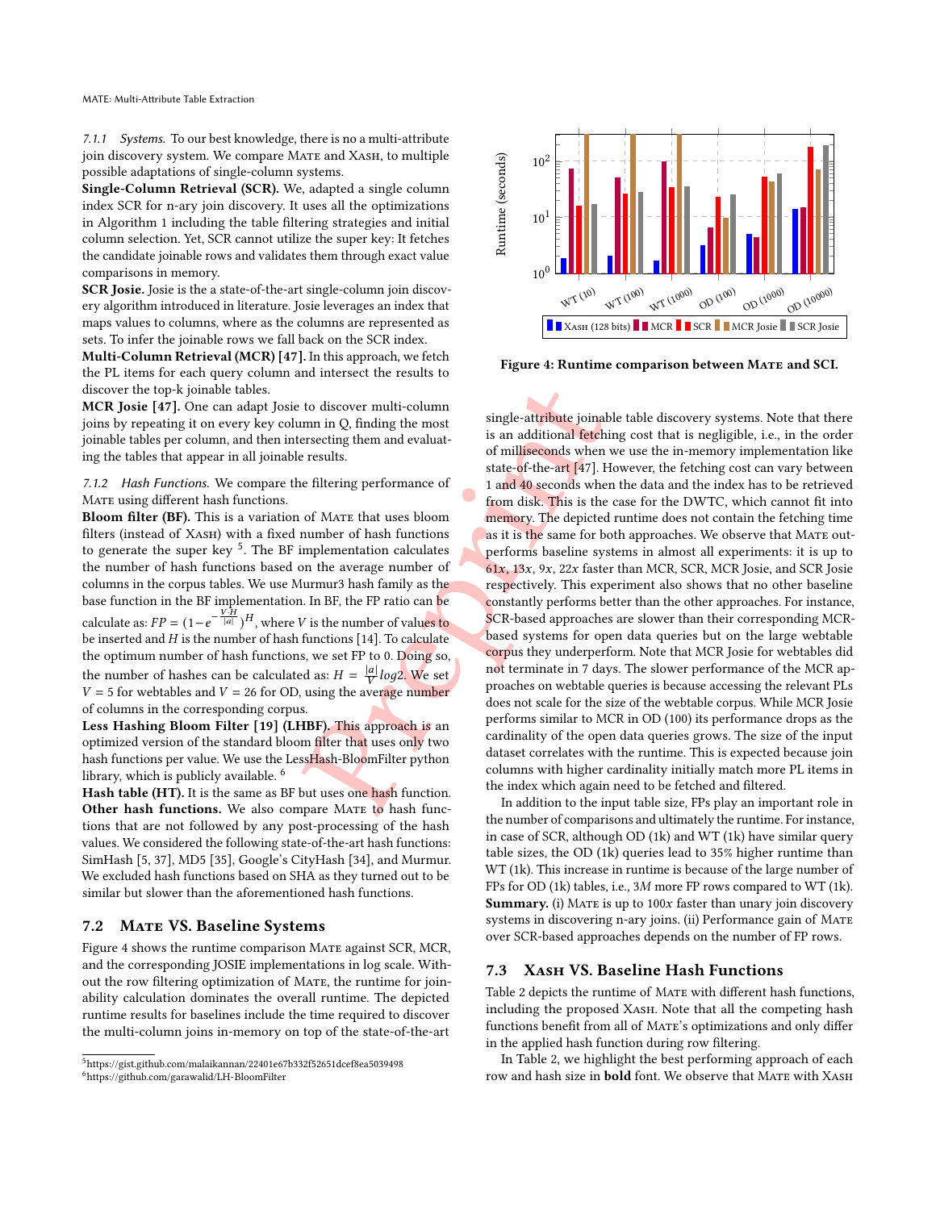*7.1.1 Systems.* To our best knowledge, there is no a multi-attribute join discovery system. We compare MATE and XASH, to multiple possible adaptations of single-column systems.

**Single-Column Retrieval (SCR).** We, adapted a single column index SCR for n-ary join discovery. It uses all the optimizations in Algorithm 1 including the table filtering strategies and initial column selection. Yet, SCR cannot utilize the super key: It fetches the candidate joinable rows and validates them through exact value comparisons in memory.

**SCR Josie.** Josie is the a state-of-the-art single-column join discovery algorithm introduced in literature. Josie leverages an index that maps values to columns, where as the columns are represented as sets. To infer the joinable rows we fall back on the SCR index.

**Multi-Column Retrieval (MCR) [47].** In this approach, we fetch the PL items for each query column and intersect the results to discover the top-k joinable tables.

**MCR Josie [47].** One can adapt Josie to discover multi-column joins by repeating it on every key column in Q, finding the most joinable tables per column, and then intersecting them and evaluating the tables that appear in all joinable results.

*7.1.2 Hash Functions.* We compare the filtering performance of MATE using different hash functions.

**Bloom filter (BF).** This is a variation of MATE that uses bloom filters (instead of XASH) with a fixed number of hash functions to generate the super key [5]. The BF implementation calculates the number of hash functions based on the average number of columns in the corpus tables. We use Murmur3 hash family as the base function in the BF implementation. In BF, the FP ratio can be calculate as: $FP = (1 - e^{-\frac{V \cdot H}{|a|}})^H$, where $V$ is the number of values to be inserted and $H$ is the number of hash functions [14]. To calculate the optimum number of hash functions, we set FP to 0. Doing so, the number of hashes can be calculated as: $H = \frac{|a|}{V} log2$. We set $V = 5$ for webtables and $V = 26$ for OD, using the average number of columns in the corresponding corpus.

**Less Hashing Bloom Filter [19] (LHBF).** This approach is an optimized version of the standard bloom filter that uses only two hash functions per value. We use the LessHash-BloomFilter python library, which is publicly available. [6]

**Hash table (HT).** It is the same as BF but uses one hash function.

**Other hash functions.** We also compare MATE to hash functions that are not followed by any post-processing of the hash values. We considered the following state-of-the-art hash functions: SimHash [5, 37], MD5 [35], Google's CityHash [34], and Murmur. We excluded hash functions based on SHA as they turned out to be similar but slower than the aforementioned hash functions.

## 7.2 MATE VS. Baseline Systems

Figure 4 shows the runtime comparison MATE against SCR, MCR, and the corresponding JOSIE implementations in log scale. Without the row filtering optimization of MATE, the runtime for joinability calculation dominates the overall runtime. The depicted runtime results for baselines include the time required to discover the multi-column joins in-memory on top of the state-of-the-art single-attribute joinable table discovery systems. Note that there is an additional fetching cost that is negligible, i.e., in the order of milliseconds when we use the in-memory implementation like state-of-the-art [47]. However, the fetching cost can vary between 1 and 40 seconds when the data and the index has to be retrieved from disk. This is the case for the DWTC, which cannot fit into memory. The depicted runtime does not contain the fetching time as it is the same for both approaches. We observe that MATE outperforms baseline systems in almost all experiments: it is up to $61x$, $13x$, $9x$, $22x$ faster than MCR, SCR, MCR Josie, and SCR Josie respectively. This experiment also shows that no other baseline constantly performs better than the other approaches. For instance, SCR-based approaches are slower than their corresponding MCR-based systems for open data queries but on the large webtable corpus they underperform. Note that MCR Josie for webtables did not terminate in 7 days. The slower performance of the MCR approaches on webtable queries is because accessing the relevant PLs does not scale for the size of the webtable corpus. While MCR Josie performs similar to MCR in OD (100) its performance drops as the cardinality of the open data queries grows. The size of the input dataset correlates with the runtime. This is expected because join columns with higher cardinality initially match more PL items in the index which again need to be fetched and filtered.

Figure 4: Runtime comparison between MATE and SCI.

In addition to the input table size, FPs play an important role in the number of comparisons and ultimately the runtime. For instance, in case of SCR, although OD (1k) and WT (1k) have similar query table sizes, the OD (1k) queries lead to 35% higher runtime than WT (1k). This increase in runtime is because of the large number of FPs for OD (1k) tables, i.e., $3M$ more FP rows compared to WT (1k).

**Summary.** (i) MATE is up to $100x$ faster than unary join discovery systems in discovering n-ary joins. (ii) Performance gain of MATE over SCR-based approaches depends on the number of FP rows.

## 7.3 XASH VS. Baseline Hash Functions

Table 2 depicts the runtime of MATE with different hash functions, including the proposed XASH. Note that all the competing hash functions benefit from all of MATE's optimizations and only differ in the applied hash function during row filtering.

In Table 2, we highlight the best performing approach of each row and hash size in **bold** font. We observe that MATE with XASH

[5] https://gist.github.com/malaikannan/22401e67b332f52651dcef8ea5039498
[6] https://github.com/garawalid/LH-BloomFilter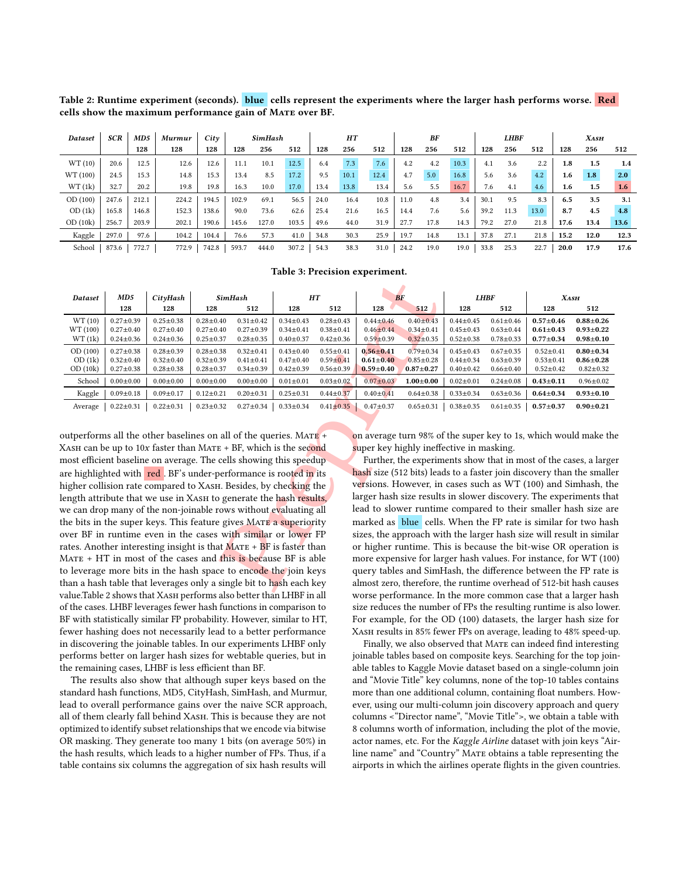**Table 2: Runtime experiment (seconds). blue cells represent the experiments where the larger hash performs worse. Red cells show the maximum performance gain of Mate over BF.**

| *Dataset* | *SCR* | *MD5* | *Murmur* | *City* | *SimHash* | | | *HT* | | | *BF* | | | *LHBF* | | | *Xash* | | |
|---|---|---|---|---|---|---|---|---|---|---|---|---|---|---|---|---|---|---|---|
| | | 128 | 128 | 128 | 128 | 256 | 512 | 128 | 256 | 512 | 128 | 256 | 512 | 128 | 256 | 512 | 128 | 256 | 512 |
| WT (10) | 20.6 | 12.5 | 12.6 | 12.6 | 11.1 | 10.1 | 12.5 | 6.4 | 7.3 | 7.6 | 4.2 | 4.2 | 10.3 | 4.1 | 3.6 | 2.2 | **1.8** | **1.5** | **1.4** |
| WT (100) | 24.5 | 15.3 | 14.8 | 15.3 | 13.4 | 8.5 | 17.2 | 9.5 | 10.1 | 12.4 | 4.7 | 5.0 | 16.8 | 5.6 | 3.6 | 4.2 | **1.6** | **1.8** | **2.0** |
| WT (1k) | 32.7 | 20.2 | 19.8 | 19.8 | 16.3 | 10.0 | 17.0 | 13.4 | 13.8 | 13.4 | 5.6 | 5.5 | 16.7 | 7.6 | 4.1 | 4.6 | **1.6** | **1.5** | **1.6** |
| OD (100) | 247.6 | 212.1 | 224.2 | 194.5 | 102.9 | 69.1 | 56.5 | 24.0 | 16.4 | 10.8 | 11.0 | 4.8 | 3.4 | 30.1 | 9.5 | 8.3 | **6.5** | **3.5** | **3.1** |
| OD (1k) | 165.8 | 146.8 | 152.3 | 138.6 | 90.0 | 73.6 | 62.6 | 25.4 | 21.6 | 16.5 | 14.4 | 7.6 | 5.6 | 39.2 | 11.3 | 13.0 | **8.7** | **4.5** | **4.8** |
| OD (10k) | 256.7 | 203.9 | 202.1 | 190.6 | 145.6 | 127.0 | 103.5 | 49.6 | 44.0 | 31.9 | 27.7 | 17.8 | 14.3 | 79.2 | 27.0 | 21.8 | **17.6** | **13.4** | **13.6** |
| Kaggle | 297.0 | 97.6 | 104.2 | 104.4 | 76.6 | 57.3 | 41.0 | 34.8 | 30.3 | 25.9 | 19.7 | 14.8 | 13.1 | 37.8 | 27.1 | 21.8 | **15.2** | **12.0** | **12.3** |
| School | 873.6 | 772.7 | 772.9 | 742.8 | 593.7 | 444.0 | 307.2 | 54.3 | 38.3 | 31.0 | 24.2 | 19.0 | 19.0 | 33.8 | 25.3 | 22.7 | **20.0** | **17.9** | **17.6** |

**Table 3: Precision experiment.**

| *Dataset* | *MD5* | *CityHash* | *SimHash* | | *HT* | | *BF* | | *LHBF* | | *Xash* | |
|---|---|---|---|---|---|---|---|---|---|---|---|---|
| | 128 | 128 | 128 | 512 | 128 | 512 | 128 | 512 | 128 | 512 | 128 | 512 |
| WT (10) | 0.27±0.39 | 0.25±0.38 | 0.28±0.40 | 0.31±0.42 | 0.34±0.43 | 0.28±0.43 | 0.44±0.46 | 0.40±0.43 | 0.44±0.45 | 0.61±0.46 | **0.57±0.46** | **0.88±0.26** |
| WT (100) | 0.27±0.40 | 0.27±0.40 | 0.27±0.40 | 0.27±0.39 | 0.34±0.41 | 0.38±0.41 | 0.46±0.44 | 0.34±0.41 | 0.45±0.43 | 0.63±0.44 | **0.61±0.43** | **0.93±0.22** |
| WT (1k) | 0.24±0.36 | 0.24±0.36 | 0.25±0.37 | 0.28±0.35 | 0.40±0.37 | 0.42±0.36 | 0.59±0.39 | 0.32±0.35 | 0.52±0.38 | 0.78±0.33 | **0.77±0.34** | **0.98±0.10** |
| OD (100) | 0.27±0.38 | 0.28±0.39 | 0.28±0.38 | 0.32±0.41 | 0.43±0.40 | 0.55±0.41 | **0.56±0.41** | 0.79±0.34 | 0.45±0.43 | 0.67±0.35 | 0.52±0.41 | **0.80±0.34** |
| OD (1k) | 0.32±0.40 | 0.32±0.40 | 0.32±0.39 | 0.41±0.41 | 0.47±0.40 | 0.59±0.41 | **0.61±0.40** | 0.85±0.28 | 0.44±0.34 | 0.63±0.39 | 0.53±0.41 | **0.86±0.28** |
| OD (10k) | 0.27±0.38 | 0.28±0.38 | 0.28±0.37 | 0.34±0.39 | 0.42±0.39 | 0.56±0.39 | **0.59±0.40** | **0.87±0.27** | 0.40±0.42 | 0.66±0.40 | 0.52±0.42 | 0.82±0.32 |
| School | 0.00±0.00 | 0.00±0.00 | 0.00±0.00 | 0.00±0.00 | 0.01±0.01 | 0.03±0.02 | 0.07±0.03 | **1.00±0.00** | 0.02±0.01 | 0.24±0.08 | **0.43±0.11** | 0.96±0.02 |
| Kaggle | 0.09±0.18 | 0.09±0.17 | 0.12±0.21 | 0.20±0.31 | 0.25±0.31 | 0.44±0.37 | 0.40±0.41 | 0.64±0.38 | 0.33±0.34 | 0.63±0.36 | **0.64±0.34** | **0.93±0.10** |
| Average | 0.22±0.31 | 0.22±0.31 | 0.23±0.32 | 0.27±0.34 | 0.33±0.34 | 0.41±0.35 | 0.47±0.37 | 0.65±0.31 | 0.38±0.35 | 0.61±0.35 | **0.57±0.37** | **0.90±0.21** |

outperforms all the other baselines on all of the queries. Mate + Xash can be up to 10x faster than Mate + BF, which is the second most efficient baseline on average. The cells showing this speedup are highlighted with red. BF's under-performance is rooted in its higher collision rate compared to Xash. Besides, by checking the length attribute that we use in Xash to generate the hash results, we can drop many of the non-joinable rows without evaluating all the bits in the super keys. This feature gives Mate a superiority over BF in runtime even in the cases with similar or lower FP rates. Another interesting insight is that Mate + BF is faster than Mate + HT in most of the cases and this is because BF is able to leverage more bits in the hash space to encode the join keys than a hash table that leverages only a single bit to hash each key value.Table 2 shows that Xash performs also better than LHBF in all of the cases. LHBF leverages fewer hash functions in comparison to BF with statistically similar FP probability. However, similar to HT, fewer hashing does not necessarily lead to a better performance in discovering the joinable tables. In our experiments LHBF only performs better on larger hash sizes for webtable queries, but in the remaining cases, LHBF is less efficient than BF.

The results also show that although super keys based on the standard hash functions, MD5, CityHash, SimHash, and Murmur, lead to overall performance gains over the naive SCR approach, all of them clearly fall behind Xash. This is because they are not optimized to identify subset relationships that we encode via bitwise OR masking. They generate too many 1 bits (on average 50%) in the hash results, which leads to a higher number of FPs. Thus, if a table contains six columns the aggregation of six hash results will on average turn 98% of the super key to 1s, which would make the super key highly ineffective in masking.

Further, the experiments show that in most of the cases, a larger hash size (512 bits) leads to a faster join discovery than the smaller versions. However, in cases such as WT (100) and Simhash, the larger hash size results in slower discovery. The experiments that lead to slower runtime compared to their smaller hash size are marked as blue cells. When the FP rate is similar for two hash sizes, the approach with the larger hash size will result in similar or higher runtime. This is because the bit-wise OR operation is more expensive for larger hash values. For instance, for WT (100) query tables and SimHash, the difference between the FP rate is almost zero, therefore, the runtime overhead of 512-bit hash causes worse performance. In the more common case that a larger hash size reduces the number of FPs the resulting runtime is also lower. For example, for the OD (100) datasets, the larger hash size for Xash results in 85% fewer FPs on average, leading to 48% speed-up.

Finally, we also observed that Mate can indeed find interesting joinable tables based on composite keys. Searching for the top joinable tables to Kaggle Movie dataset based on a single-column join and "Movie Title" key columns, none of the top-10 tables contains more than one additional column, containing float numbers. However, using our multi-column join discovery approach and query columns <"Director name", "Movie Title">, we obtain a table with 8 columns worth of information, including the plot of the movie, actor names, etc. For the *Kaggle Airline* dataset with join keys "Airline name" and "Country" Mate obtains a table representing the airports in which the airlines operate flights in the given countries.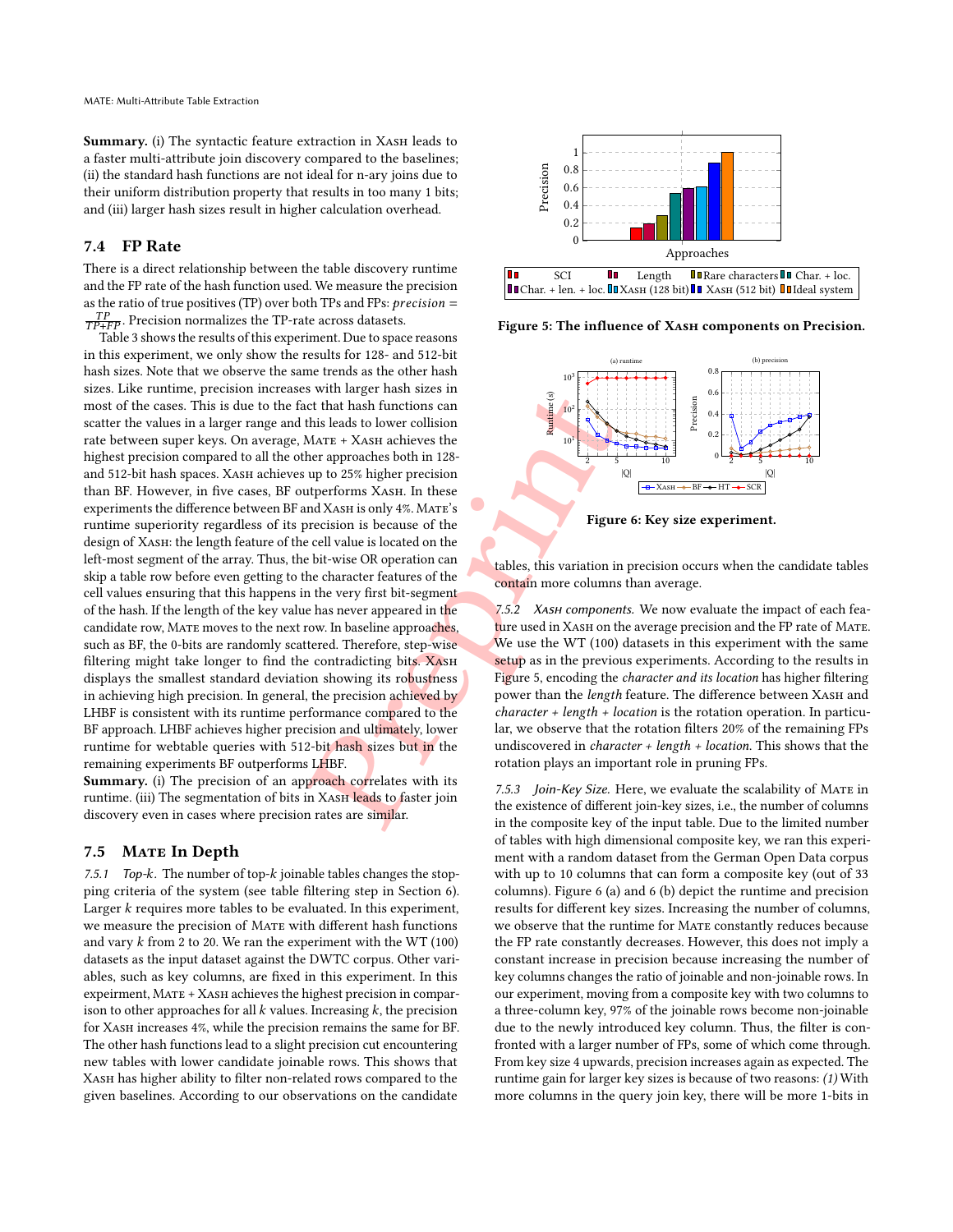**Summary.** (i) The syntactic feature extraction in Xash leads to a faster multi-attribute join discovery compared to the baselines; (ii) the standard hash functions are not ideal for n-ary joins due to their uniform distribution property that results in too many 1 bits; and (iii) larger hash sizes result in higher calculation overhead.

## 7.4 FP Rate

There is a direct relationship between the table discovery runtime and the FP rate of the hash function used. We measure the precision as the ratio of true positives (TP) over both TPs and FPs: *precision* = $\frac{TP}{TP+FP}$. Precision normalizes the TP-rate across datasets.

Table 3 shows the results of this experiment. Due to space reasons in this experiment, we only show the results for 128- and 512-bit hash sizes. Note that we observe the same trends as the other hash sizes. Like runtime, precision increases with larger hash sizes in most of the cases. This is due to the fact that hash functions can scatter the values in a larger range and this leads to lower collision rate between super keys. On average, Mate + Xash achieves the highest precision compared to all the other approaches both in 128- and 512-bit hash spaces. Xash achieves up to 25% higher precision than BF. However, in five cases, BF outperforms Xash. In these experiments the difference between BF and Xash is only 4%. Mate's runtime superiority regardless of its precision is because of the design of Xash: the length feature of the cell value is located on the left-most segment of the array. Thus, the bit-wise OR operation can skip a table row before even getting to the character features of the cell values ensuring that this happens in the very first bit-segment of the hash. If the length of the key value has never appeared in the candidate row, Mate moves to the next row. In baseline approaches, such as BF, the 0-bits are randomly scattered. Therefore, step-wise filtering might take longer to find the contradicting bits. Xash displays the smallest standard deviation showing its robustness in achieving high precision. In general, the precision achieved by LHBF is consistent with its runtime performance compared to the BF approach. LHBF achieves higher precision and ultimately, lower runtime for webtable queries with 512-bit hash sizes but in the remaining experiments BF outperforms LHBF.

**Summary.** (i) The precision of an approach correlates with its runtime. (iii) The segmentation of bits in Xash leads to faster join discovery even in cases where precision rates are similar.

## 7.5 Mate In Depth

*7.5.1 Top-k.* The number of top-$k$ joinable tables changes the stopping criteria of the system (see table filtering step in Section 6). Larger $k$ requires more tables to be evaluated. In this experiment, we measure the precision of Mate with different hash functions and vary $k$ from 2 to 20. We ran the experiment with the WT (100) datasets as the input dataset against the DWTC corpus. Other variables, such as key columns, are fixed in this experiment. In this experiment, Mate + Xash achieves the highest precision in comparison to other approaches for all $k$ values. Increasing $k$, the precision for Xash increases 4%, while the precision remains the same for BF. The other hash functions lead to a slight precision cut encountering new tables with lower candidate joinable rows. This shows that Xash has higher ability to filter non-related rows compared to the given baselines. According to our observations on the candidate tables, this variation in precision occurs when the candidate tables contain more columns than average.

Figure 5: The influence of Xash components on Precision.

Figure 6: Key size experiment.

*7.5.2 Xash components.* We now evaluate the impact of each feature used in Xash on the average precision and the FP rate of Mate. We use the WT (100) datasets in this experiment with the same setup as in the previous experiments. According to the results in Figure 5, encoding the *character and its location* has higher filtering power than the *length* feature. The difference between Xash and *character + length + location* is the rotation operation. In particular, we observe that the rotation filters 20% of the remaining FPs undiscovered in *character + length + location*. This shows that the rotation plays an important role in pruning FPs.

*7.5.3 Join-Key Size.* Here, we evaluate the scalability of Mate in the existence of different join-key sizes, i.e., the number of columns in the composite key of the input table. Due to the limited number of tables with high dimensional composite key, we ran this experiment with a random dataset from the German Open Data corpus with up to 10 columns that can form a composite key (out of 33 columns). Figure 6 (a) and 6 (b) depict the runtime and precision results for different key sizes. Increasing the number of columns, we observe that the runtime for Mate constantly reduces because the FP rate constantly decreases. However, this does not imply a constant increase in precision because increasing the number of key columns changes the ratio of joinable and non-joinable rows. In our experiment, moving from a composite key with two columns to a three-column key, 97% of the joinable rows become non-joinable due to the newly introduced key column. Thus, the filter is confronted with a larger number of FPs, some of which come through. From key size 4 upwards, precision increases again as expected. The runtime gain for larger key sizes is because of two reasons: *(1)* With more columns in the query join key, there will be more 1-bits in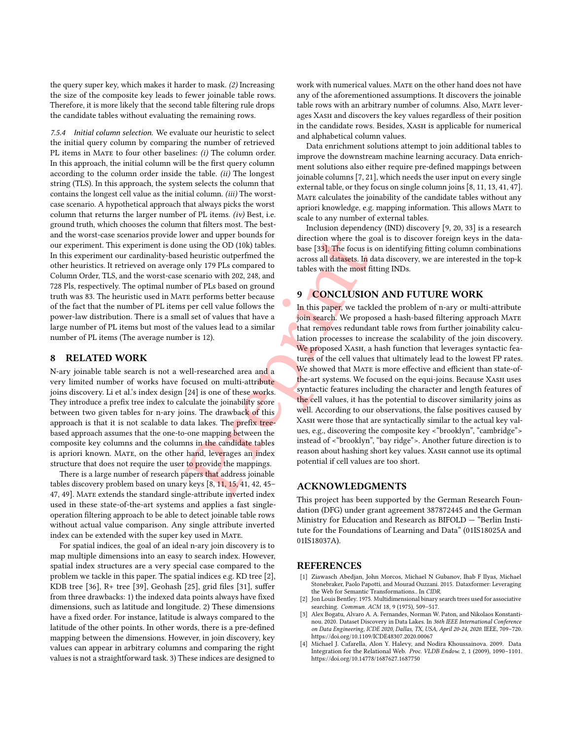the query super key, which makes it harder to mask. *(2)* Increasing the size of the composite key leads to fewer joinable table rows. Therefore, it is more likely that the second table filtering rule drops the candidate tables without evaluating the remaining rows.

*7.5.4 Initial column selection.* We evaluate our heuristic to select the initial query column by comparing the number of retrieved PL items in Mate to four other baselines: *(i)* The column order. In this approach, the initial column will be the first query column according to the column order inside the table. *(ii)* The longest string (TLS). In this approach, the system selects the column that contains the longest cell value as the initial column. *(iii)* The worst-case scenario. A hypothetical approach that always picks the worst column that returns the larger number of PL items. *(iv)* Best, i.e. ground truth, which chooses the column that filters most. The best- and the worst-case scenarios provide lower and upper bounds for our experiment. This experiment is done using the OD (10k) tables. In this experiment our cardinality-based heuristic outperfmed the other heuristics. It retrieved on average only 179 PLs compared to Column Order, TLS, and the worst-case scenario with 202, 248, and 728 Pls, respectively. The optimal number of PLs based on ground truth was 83. The heuristic used in Mate performs better because of the fact that the number of PL items per cell value follows the power-law distribution. There is a small set of values that have a large number of PL items but most of the values lead to a similar number of PL items (The average number is 12).

## 8 RELATED WORK

N-ary joinable table search is not a well-researched area and a very limited number of works have focused on multi-attribute joins discovery. Li et al.'s index design [24] is one of these works. They introduce a prefix tree index to calculate the joinability score between two given tables for n-ary joins. The drawback of this approach is that it is not scalable to data lakes. The prefix tree-based approach assumes that the one-to-one mapping between the composite key columns and the columns in the candidate tables is apriori known. Mate, on the other hand, leverages an index structure that does not require the user to provide the mappings.

There is a large number of research papers that address joinable tables discovery problem based on unary keys [8, 11, 15, 41, 42, 45–47, 49]. Mate extends the standard single-attribute inverted index used in these state-of-the-art systems and applies a fast single-operation filtering approach to be able to detect joinable table rows without actual value comparison. Any single attribute inverted index can be extended with the super key used in Mate.

For spatial indices, the goal of an ideal n-ary join discovery is to map multiple dimensions into an easy to search index. However, spatial index structures are a very special case compared to the problem we tackle in this paper. The spatial indices e.g. KD tree [2], KDB tree [36], R+ tree [39], Geohash [25], grid files [31], suffer from three drawbacks: 1) the indexed data points always have fixed dimensions, such as latitude and longitude. 2) These dimensions have a fixed order. For instance, latitude is always compared to the latitude of the other points. In other words, there is a pre-defined mapping between the dimensions. However, in join discovery, key values can appear in arbitrary columns and comparing the right values is not a straightforward task. 3) These indices are designed to work with numerical values. Mate on the other hand does not have any of the aforementioned assumptions. It discovers the joinable table rows with an arbitrary number of columns. Also, Mate leverages Xash and discovers the key values regardless of their position in the candidate rows. Besides, Xash is applicable for numerical and alphabetical column values.

Data enrichment solutions attempt to join additional tables to improve the downstream machine learning accuracy. Data enrichment solutions also either require pre-defined mappings between joinable columns [7, 21], which needs the user input on every single external table, or they focus on single column joins [8, 11, 13, 41, 47]. Mate calculates the joinability of the candidate tables without any apriori knowledge, e.g. mapping information. This allows Mate to scale to any number of external tables.

Inclusion dependency (IND) discovery [9, 20, 33] is a research direction where the goal is to discover foreign keys in the database [33]. The focus is on identifying fitting column combinations across all datasets. In data discovery, we are interested in the top-k tables with the most fitting INDs.

## 9 CONCLUSION AND FUTURE WORK

In this paper, we tackled the problem of n-ary or multi-attribute join search. We proposed a hash-based filtering approach Mate that removes redundant table rows from further joinability calculation processes to increase the scalability of the join discovery. We proposed Xash, a hash function that leverages syntactic features of the cell values that ultimately lead to the lowest FP rates. We showed that Mate is more effective and efficient than state-of-the-art systems. We focused on the equi-joins. Because Xash uses syntactic features including the character and length features of the cell values, it has the potential to discover similarity joins as well. According to our observations, the false positives caused by Xash were those that are syntactically similar to the actual key values, e.g., discovering the composite key <"brooklyn", "cambridge"> instead of <"brooklyn", "bay ridge">. Another future direction is to reason about hashing short key values. Xash cannot use its optimal potential if cell values are too short.

## ACKNOWLEDGMENTS

This project has been supported by the German Research Foundation (DFG) under grant agreement 387872445 and the German Ministry for Education and Research as BIFOLD — "Berlin Institute for the Foundations of Learning and Data" (01IS18025A and 01IS18037A).

## REFERENCES

[1] Ziawasch Abedjan, John Morcos, Michael N Gubanov, Ihab F Ilyas, Michael Stonebraker, Paolo Papotti, and Mourad Ouzzani. 2015. Dataxformer: Leveraging the Web for Semantic Transformations.. In *CIDR*.
[2] Jon Louis Bentley. 1975. Multidimensional binary search trees used for associative searching. *Commun. ACM* 18, 9 (1975), 509–517.
[3] Alex Bogatu, Alvaro A. A. Fernandes, Norman W. Paton, and Nikolaos Konstantinou. 2020. Dataset Discovery in Data Lakes. In *36th IEEE International Conference on Data Engineering, ICDE 2020, Dallas, TX, USA, April 20-24, 2020.* IEEE, 709–720. https://doi.org/10.1109/ICDE48307.2020.00067
[4] Michael J. Cafarella, Alon Y. Halevy, and Nodira Khoussainova. 2009. Data Integration for the Relational Web. *Proc. VLDB Endow.* 2, 1 (2009), 1090–1101. https://doi.org/10.14778/1687627.1687750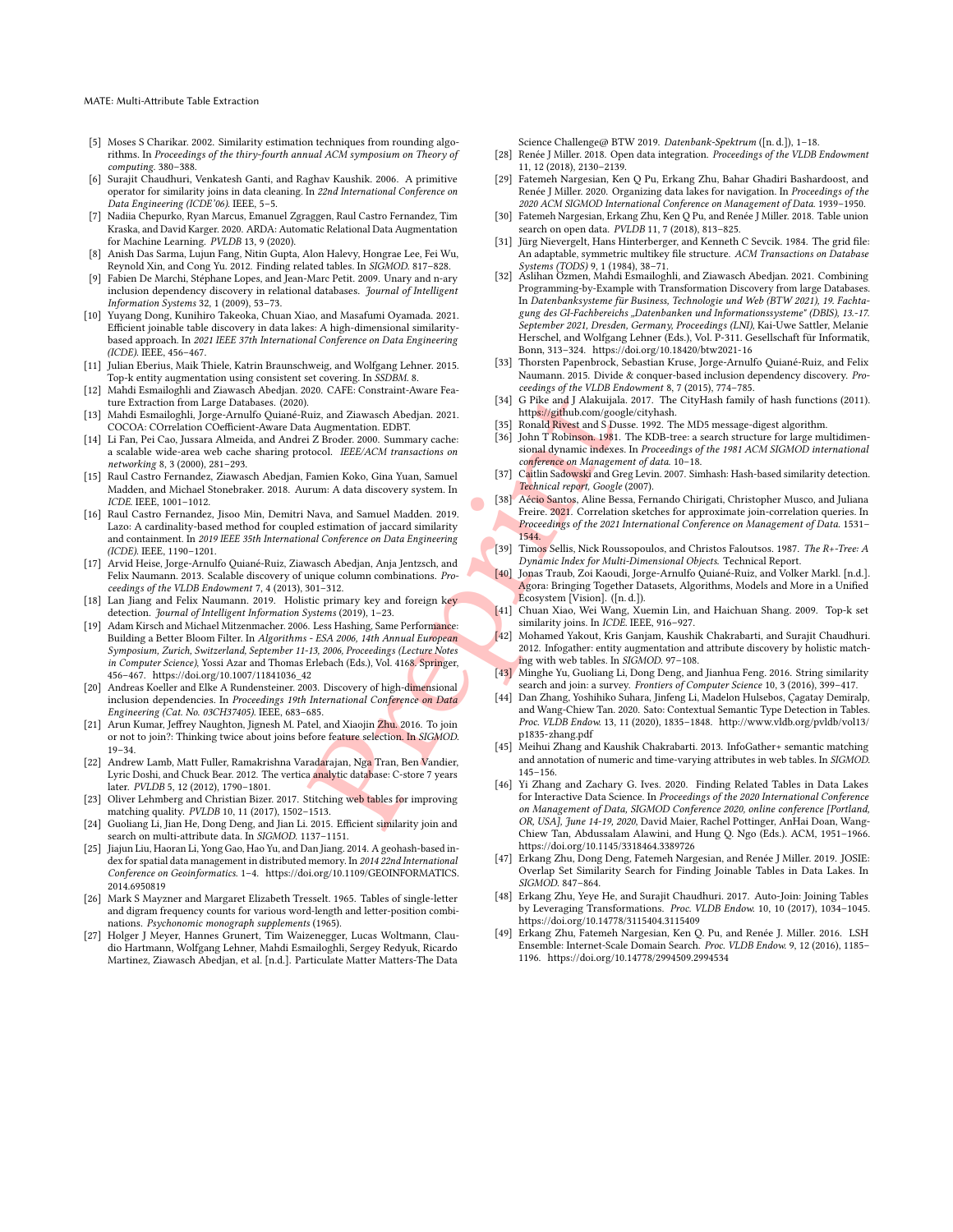[5] Moses S Charikar. 2002. Similarity estimation techniques from rounding algorithms. In *Proceedings of the thiry-fourth annual ACM symposium on Theory of computing*. 380–388.

[6] Surajit Chaudhuri, Venkatesh Ganti, and Raghav Kaushik. 2006. A primitive operator for similarity joins in data cleaning. In *22nd International Conference on Data Engineering (ICDE'06)*. IEEE, 5–5.

[7] Nadiia Chepurko, Ryan Marcus, Emanuel Zgraggen, Raul Castro Fernandez, Tim Kraska, and David Karger. 2020. ARDA: Automatic Relational Data Augmentation for Machine Learning. *PVLDB* 13, 9 (2020).

[8] Anish Das Sarma, Lujun Fang, Nitin Gupta, Alon Halevy, Hongrae Lee, Fei Wu, Reynold Xin, and Cong Yu. 2012. Finding related tables. In *SIGMOD*. 817–828.

[9] Fabien De Marchi, Stéphane Lopes, and Jean-Marc Petit. 2009. Unary and n-ary inclusion dependency discovery in relational databases. *Journal of Intelligent Information Systems* 32, 1 (2009), 53–73.

[10] Yuyang Dong, Kunihiro Takeoka, Chuan Xiao, and Masafumi Oyamada. 2021. Efficient joinable table discovery in data lakes: A high-dimensional similarity-based approach. In *2021 IEEE 37th International Conference on Data Engineering (ICDE)*. IEEE, 456–467.

[11] Julian Eberius, Maik Thiele, Katrin Braunschweig, and Wolfgang Lehner. 2015. Top-k entity augmentation using consistent set covering. In *SSDBM*. 8.

[12] Mahdi Esmailoghli and Ziawasch Abedjan. 2020. CAFE: Constraint-Aware Feature Extraction from Large Databases. (2020).

[13] Mahdi Esmailoghli, Jorge-Arnulfo Quiané-Ruiz, and Ziawasch Abedjan. 2021. COCOA: COrrelation COefficient-Aware Data Augmentation. EDBT.

[14] Li Fan, Pei Cao, Jussara Almeida, and Andrei Z Broder. 2000. Summary cache: a scalable wide-area web cache sharing protocol. *IEEE/ACM transactions on networking* 8, 3 (2000), 281–293.

[15] Raul Castro Fernandez, Ziawasch Abedjan, Famien Koko, Gina Yuan, Samuel Madden, and Michael Stonebraker. 2018. Aurum: A data discovery system. In *ICDE*. IEEE, 1001–1012.

[16] Raul Castro Fernandez, Jisoo Min, Demitri Nava, and Samuel Madden. 2019. Lazo: A cardinality-based method for coupled estimation of jaccard similarity and containment. In *2019 IEEE 35th International Conference on Data Engineering (ICDE)*. IEEE, 1190–1201.

[17] Arvid Heise, Jorge-Arnulfo Quiané-Ruiz, Ziawasch Abedjan, Anja Jentzsch, and Felix Naumann. 2013. Scalable discovery of unique column combinations. *Proceedings of the VLDB Endowment* 7, 4 (2013), 301–312.

[18] Lan Jiang and Felix Naumann. 2019. Holistic primary key and foreign key detection. *Journal of Intelligent Information Systems* (2019), 1–23.

[19] Adam Kirsch and Michael Mitzenmacher. 2006. Less Hashing, Same Performance: Building a Better Bloom Filter. In *Algorithms - ESA 2006, 14th Annual European Symposium, Zurich, Switzerland, September 11-13, 2006, Proceedings (Lecture Notes in Computer Science)*, Yossi Azar and Thomas Erlebach (Eds.), Vol. 4168. Springer, 456–467. https://doi.org/10.1007/11841036_42

[20] Andreas Koeller and Elke A Rundensteiner. 2003. Discovery of high-dimensional inclusion dependencies. In *Proceedings 19th International Conference on Data Engineering (Cat. No. 03CH37405)*. IEEE, 683–685.

[21] Arun Kumar, Jeffrey Naughton, Jignesh M. Patel, and Xiaojin Zhu. 2016. To join or not to join?: Thinking twice about joins before feature selection. In *SIGMOD*. 19–34.

[22] Andrew Lamb, Matt Fuller, Ramakrishna Varadarajan, Nga Tran, Ben Vandier, Lyric Doshi, and Chuck Bear. 2012. The vertica analytic database: C-store 7 years later. *PVLDB* 5, 12 (2012), 1790–1801.

[23] Oliver Lehmberg and Christian Bizer. 2017. Stitching web tables for improving matching quality. *PVLDB* 10, 11 (2017), 1502–1513.

[24] Guoliang Li, Jian He, Dong Deng, and Jian Li. 2015. Efficient similarity join and search on multi-attribute data. In *SIGMOD*. 1137–1151.

[25] Jiajun Liu, Haoran Li, Yong Gao, Hao Yu, and Dan Jiang. 2014. A geohash-based index for spatial data management in distributed memory. In *2014 22nd International Conference on Geoinformatics*. 1–4. https://doi.org/10.1109/GEOINFORMATICS.2014.6950819

[26] Mark S Mayzner and Margaret Elizabeth Tresselt. 1965. Tables of single-letter and digram frequency counts for various word-length and letter-position combinations. *Psychonomic monograph supplements* (1965).

[27] Holger J Meyer, Hannes Grunert, Tim Waizenegger, Lucas Woltmann, Claudio Hartmann, Wolfgang Lehner, Mahdi Esmailoghli, Sergey Redyuk, Ricardo Martinez, Ziawasch Abedjan, et al. [n.d.]. Particulate Matter Matters-The Data Science Challenge@ BTW 2019. *Datenbank-Spektrum* ([n. d.]), 1–18.

[28] Renée J Miller. 2018. Open data integration. *Proceedings of the VLDB Endowment* 11, 12 (2018), 2130–2139.

[29] Fatemeh Nargesian, Ken Q Pu, Erkang Zhu, Bahar Ghadiri Bashardoost, and Renée J Miller. 2020. Organizing data lakes for navigation. In *Proceedings of the 2020 ACM SIGMOD International Conference on Management of Data*. 1939–1950.

[30] Fatemeh Nargesian, Erkang Zhu, Ken Q Pu, and Renée J Miller. 2018. Table union search on open data. *PVLDB* 11, 7 (2018), 813–825.

[31] Jürg Nievergelt, Hans Hinterberger, and Kenneth C Sevcik. 1984. The grid file: An adaptable, symmetric multikey file structure. *ACM Transactions on Database Systems (TODS)* 9, 1 (1984), 38–71.

[32] Aslihan Özmen, Mahdi Esmailoghli, and Ziawasch Abedjan. 2021. Combining Programming-by-Example with Transformation Discovery from large Databases. In *Datenbanksysteme für Business, Technologie und Web (BTW 2021), 19. Fachtagung des GI-Fachbereichs „Datenbanken und Informationssysteme" (DBIS), 13.-17. September 2021, Dresden, Germany, Proceedings (LNI)*, Kai-Uwe Sattler, Melanie Herschel, and Wolfgang Lehner (Eds.), Vol. P-311. Gesellschaft für Informatik, Bonn, 313–324. https://doi.org/10.18420/btw2021-16

[33] Thorsten Papenbrock, Sebastian Kruse, Jorge-Arnulfo Quiané-Ruiz, and Felix Naumann. 2015. Divide & conquer-based inclusion dependency discovery. *Proceedings of the VLDB Endowment* 8, 7 (2015), 774–785.

[34] G Pike and J Alakuijala. 2017. The CityHash family of hash functions (2011). https://github.com/google/cityhash.

[35] Ronald Rivest and S Dusse. 1992. The MD5 message-digest algorithm.

[36] John T Robinson. 1981. The KDB-tree: a structure for large multidimensional dynamic indexes. In *Proceedings of the 1981 ACM SIGMOD international conference on Management of data*. 10–18.

[37] Caitlin Sadowski and Greg Levin. 2007. Simhash: Hash-based similarity detection. *Technical report, Google* (2007).

[38] Aécio Santos, Aline Bessa, Fernando Chirigati, Christopher Musco, and Juliana Freire. 2021. Correlation sketches for approximate join-correlation queries. In *Proceedings of the 2021 International Conference on Management of Data*. 1531–1544.

[39] Timos Sellis, Nick Roussopoulos, and Christos Faloutsos. 1987. *The R+-Tree: A Dynamic Index for Multi-Dimensional Objects.* Technical Report.

[40] Jonas Traub, Zoi Kaoudi, Jorge-Arnulfo Quiané-Ruiz, and Volker Markl. [n.d.]. Agora: Bringing Together Datasets, Algorithms, Models and More in a Unified Ecosystem [Vision]. ([n. d.]).

[41] Chuan Xiao, Wei Wang, Xuemin Lin, and Haichuan Shang. 2009. Top-k set similarity joins. In *ICDE*. IEEE, 916–927.

[42] Mohamed Yakout, Kris Ganjam, Kaushik Chakrabarti, and Surajit Chaudhuri. 2012. Infogather: entity augmentation and attribute discovery by holistic matching with web tables. In *SIGMOD*. 97–108.

[43] Minghe Yu, Guoliang Li, Dong Deng, and Jianhua Feng. 2016. String similarity search and join: a survey. *Frontiers of Computer Science* 10, 3 (2016), 399–417.

[44] Dan Zhang, Yoshihiko Suhara, Jinfeng Li, Madelon Hulsebos, Çagatay Demiralp, and Wang-Chiew Tan. 2020. Sato: Contextual Semantic Type Detection in Tables. *Proc. VLDB Endow.* 13, 11 (2020), 1835–1848. http://www.vldb.org/pvldb/vol13/p1835-zhang.pdf

[45] Meihui Zhang and Kaushik Chakrabarti. 2013. InfoGather+ semantic matching and annotation of numeric and time-varying attributes in web tables. In *SIGMOD*. 145–156.

[46] Yi Zhang and Zachary G. Ives. 2020. Finding Related Tables in Data Lakes for Interactive Data Science. In *Proceedings of the 2020 International Conference on Management of Data, SIGMOD Conference 2020, online conference [Portland, OR, USA], June 14-19, 2020*, David Maier, Rachel Pottinger, AnHai Doan, Wang-Chiew Tan, Abdussalam Alawini, and Hung Q. Ngo (Eds.). ACM, 1951–1966. https://doi.org/10.1145/3318464.3389726

[47] Erkang Zhu, Dong Deng, Fatemeh Nargesian, and Renée J Miller. 2019. JOSIE: Overlap Set Similarity Search for Finding Joinable Tables in Data Lakes. In *SIGMOD*. 847–864.

[48] Erkang Zhu, Yeye He, and Surajit Chaudhuri. 2017. Auto-Join: Joining Tables by Leveraging Transformations. *Proc. VLDB Endow.* 10, 10 (2017), 1034–1045. https://doi.org/10.14778/3115404.3115409

[49] Erkang Zhu, Fatemeh Nargesian, Ken Q. Pu, and Renée J. Miller. 2016. LSH Ensemble: Internet-Scale Domain Search. *Proc. VLDB Endow.* 9, 12 (2016), 1185–1196. https://doi.org/10.14778/2994509.2994534